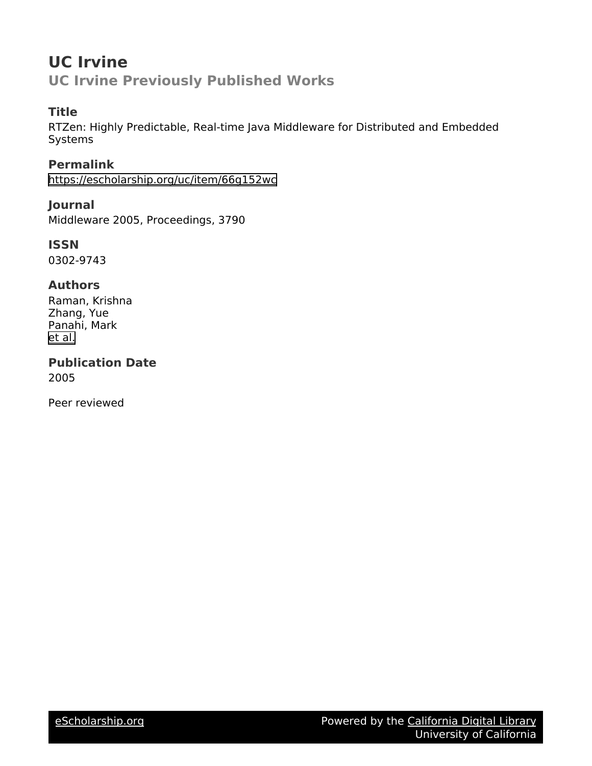# UC Irvine

## UC Irvine Previously Published Works

### Title

RTZen: Highly Predictable, Real-time Java Middleware for Distributed and Embedded Systems

### Permalink

https://escholarship.org/uc/item/66g152wc

### Journal

Middleware 2005, Proceedings, 3790

### ISSN

0302-9743

### Authors

Raman, Krishna
Zhang, Yue
Panahi, Mark
et al.

### Publication Date

2005

Peer reviewed

eScholarship.org — Powered by the California Digital Library, University of California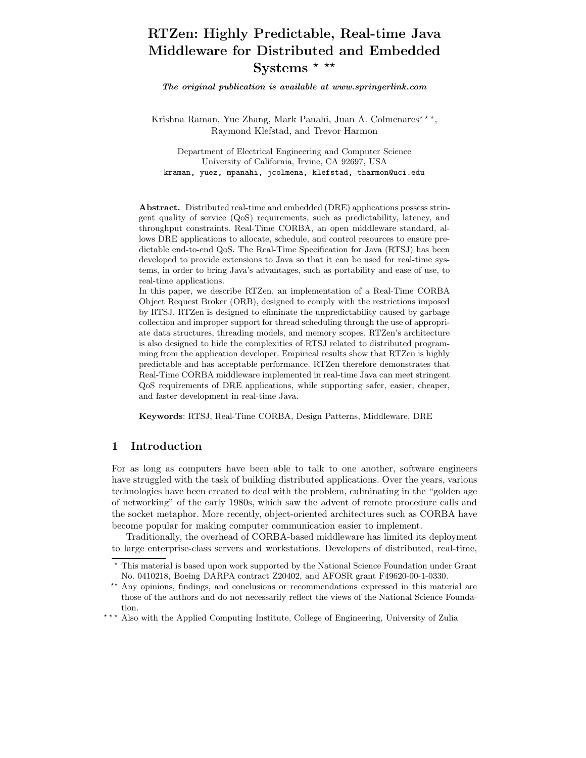# RTZen: Highly Predictable, Real-time Java Middleware for Distributed and Embedded Systems [*] [**]

***The original publication is available at www.springerlink.com***

Krishna Raman, Yue Zhang, Mark Panahi, Juan A. Colmenares[***], Raymond Klefstad, and Trevor Harmon

Department of Electrical Engineering and Computer Science
University of California, Irvine, CA 92697, USA
kraman, yuez, mpanahi, jcolmena, klefstad, tharmon@uci.edu

**Abstract.** Distributed real-time and embedded (DRE) applications possess stringent quality of service (QoS) requirements, such as predictability, latency, and throughput constraints. Real-Time CORBA, an open middleware standard, allows DRE applications to allocate, schedule, and control resources to ensure predictable end-to-end QoS. The Real-Time Specification for Java (RTSJ) has been developed to provide extensions to Java so that it can be used for real-time systems, in order to bring Java's advantages, such as portability and ease of use, to real-time applications.
In this paper, we describe RTZen, an implementation of a Real-Time CORBA Object Request Broker (ORB), designed to comply with the restrictions imposed by RTSJ. RTZen is designed to eliminate the unpredictability caused by garbage collection and improper support for thread scheduling through the use of appropriate data structures, threading models, and memory scopes. RTZen's architecture is also designed to hide the complexities of RTSJ related to distributed programming from the application developer. Empirical results show that RTZen is highly predictable and has acceptable performance. RTZen therefore demonstrates that Real-Time CORBA middleware implemented in real-time Java can meet stringent QoS requirements of DRE applications, while supporting safer, easier, cheaper, and faster development in real-time Java.

**Keywords**: RTSJ, Real-Time CORBA, Design Patterns, Middleware, DRE

## 1 Introduction

For as long as computers have been able to talk to one another, software engineers have struggled with the task of building distributed applications. Over the years, various technologies have been created to deal with the problem, culminating in the "golden age of networking" of the early 1980s, which saw the advent of remote procedure calls and the socket metaphor. More recently, object-oriented architectures such as CORBA have become popular for making computer communication easier to implement.

Traditionally, the overhead of CORBA-based middleware has limited its deployment to large enterprise-class servers and workstations. Developers of distributed, real-time,

[*] This material is based upon work supported by the National Science Foundation under Grant No. 0410218, Boeing DARPA contract Z20402, and AFOSR grant F49620-00-1-0330.

[**] Any opinions, findings, and conclusions or recommendations expressed in this material are those of the authors and do not necessarily reflect the views of the National Science Foundation.

[***] Also with the Applied Computing Institute, College of Engineering, University of Zulia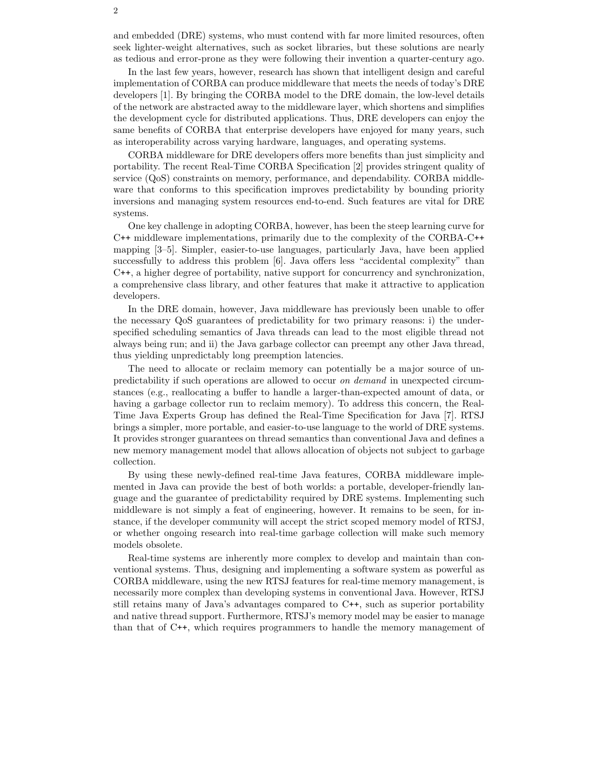and embedded (DRE) systems, who must contend with far more limited resources, often seek lighter-weight alternatives, such as socket libraries, but these solutions are nearly as tedious and error-prone as they were following their invention a quarter-century ago.

In the last few years, however, research has shown that intelligent design and careful implementation of CORBA can produce middleware that meets the needs of today's DRE developers [1]. By bringing the CORBA model to the DRE domain, the low-level details of the network are abstracted away to the middleware layer, which shortens and simplifies the development cycle for distributed applications. Thus, DRE developers can enjoy the same benefits of CORBA that enterprise developers have enjoyed for many years, such as interoperability across varying hardware, languages, and operating systems.

CORBA middleware for DRE developers offers more benefits than just simplicity and portability. The recent Real-Time CORBA Specification [2] provides stringent quality of service (QoS) constraints on memory, performance, and dependability. CORBA middleware that conforms to this specification improves predictability by bounding priority inversions and managing system resources end-to-end. Such features are vital for DRE systems.

One key challenge in adopting CORBA, however, has been the steep learning curve for C++ middleware implementations, primarily due to the complexity of the CORBA-C++ mapping [3–5]. Simpler, easier-to-use languages, particularly Java, have been applied successfully to address this problem [6]. Java offers less "accidental complexity" than C++, a higher degree of portability, native support for concurrency and synchronization, a comprehensive class library, and other features that make it attractive to application developers.

In the DRE domain, however, Java middleware has previously been unable to offer the necessary QoS guarantees of predictability for two primary reasons: i) the under-specified scheduling semantics of Java threads can lead to the most eligible thread not always being run; and ii) the Java garbage collector can preempt any other Java thread, thus yielding unpredictably long preemption latencies.

The need to allocate or reclaim memory can potentially be a major source of unpredictability if such operations are allowed to occur *on demand* in unexpected circumstances (e.g., reallocating a buffer to handle a larger-than-expected amount of data, or having a garbage collector run to reclaim memory). To address this concern, the Real-Time Java Experts Group has defined the Real-Time Specification for Java [7]. RTSJ brings a simpler, more portable, and easier-to-use language to the world of DRE systems. It provides stronger guarantees on thread semantics than conventional Java and defines a new memory management model that allows allocation of objects not subject to garbage collection.

By using these newly-defined real-time Java features, CORBA middleware implemented in Java can provide the best of both worlds: a portable, developer-friendly language and the guarantee of predictability required by DRE systems. Implementing such middleware is not simply a feat of engineering, however. It remains to be seen, for instance, if the developer community will accept the strict scoped memory model of RTSJ, or whether ongoing research into real-time garbage collection will make such memory models obsolete.

Real-time systems are inherently more complex to develop and maintain than conventional systems. Thus, designing and implementing a software system as powerful as CORBA middleware, using the new RTSJ features for real-time memory management, is necessarily more complex than developing systems in conventional Java. However, RTSJ still retains many of Java's advantages compared to C++, such as superior portability and native thread support. Furthermore, RTSJ's memory model may be easier to manage than that of C++, which requires programmers to handle the memory management of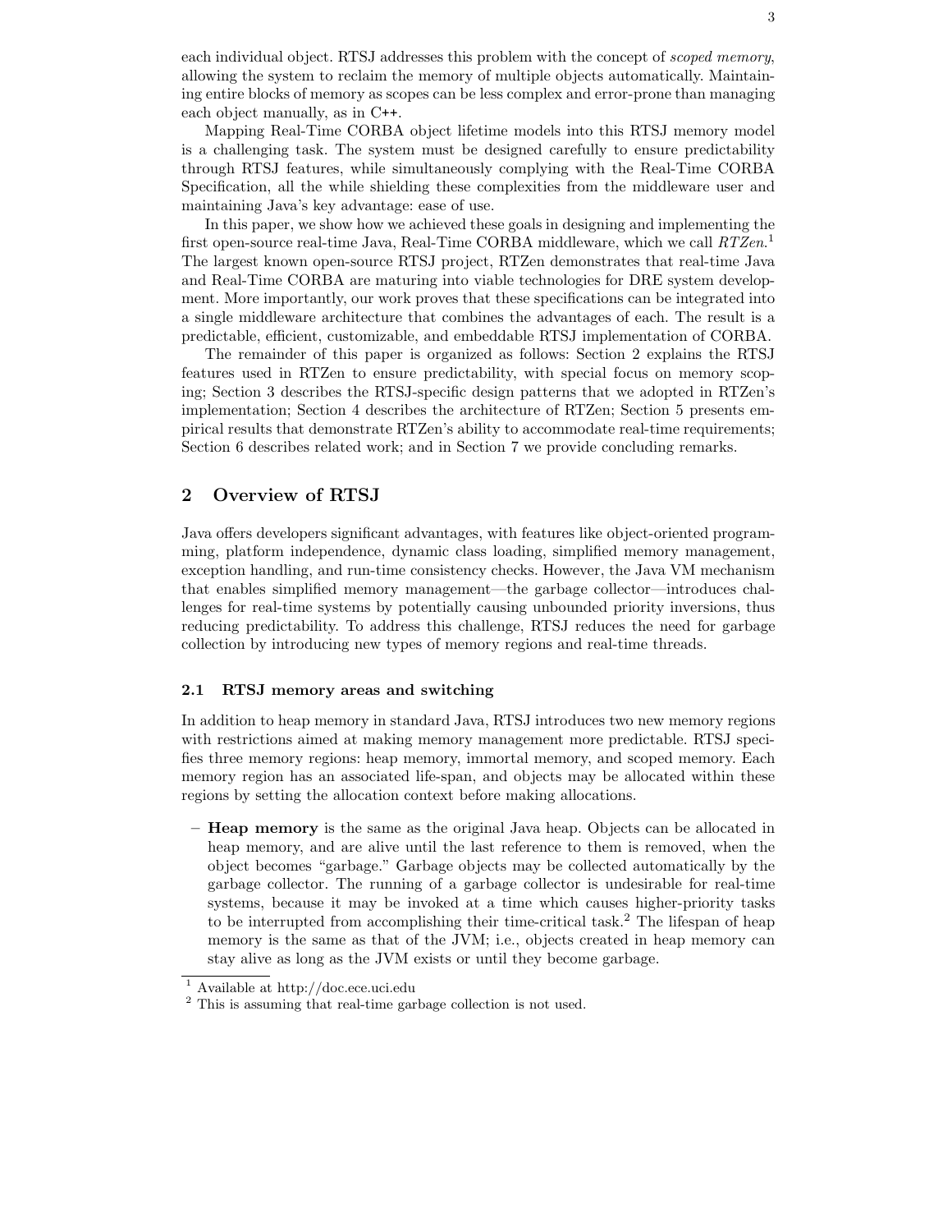each individual object. RTSJ addresses this problem with the concept of *scoped memory*, allowing the system to reclaim the memory of multiple objects automatically. Maintaining entire blocks of memory as scopes can be less complex and error-prone than managing each object manually, as in C++.

Mapping Real-Time CORBA object lifetime models into this RTSJ memory model is a challenging task. The system must be designed carefully to ensure predictability through RTSJ features, while simultaneously complying with the Real-Time CORBA Specification, all the while shielding these complexities from the middleware user and maintaining Java's key advantage: ease of use.

In this paper, we show how we achieved these goals in designing and implementing the first open-source real-time Java, Real-Time CORBA middleware, which we call *RTZen*.[1] The largest known open-source RTSJ project, RTZen demonstrates that real-time Java and Real-Time CORBA are maturing into viable technologies for DRE system development. More importantly, our work proves that these specifications can be integrated into a single middleware architecture that combines the advantages of each. The result is a predictable, efficient, customizable, and embeddable RTSJ implementation of CORBA.

The remainder of this paper is organized as follows: Section 2 explains the RTSJ features used in RTZen to ensure predictability, with special focus on memory scoping; Section 3 describes the RTSJ-specific design patterns that we adopted in RTZen's implementation; Section 4 describes the architecture of RTZen; Section 5 presents empirical results that demonstrate RTZen's ability to accommodate real-time requirements; Section 6 describes related work; and in Section 7 we provide concluding remarks.

## 2 Overview of RTSJ

Java offers developers significant advantages, with features like object-oriented programming, platform independence, dynamic class loading, simplified memory management, exception handling, and run-time consistency checks. However, the Java VM mechanism that enables simplified memory management—the garbage collector—introduces challenges for real-time systems by potentially causing unbounded priority inversions, thus reducing predictability. To address this challenge, RTSJ reduces the need for garbage collection by introducing new types of memory regions and real-time threads.

### 2.1 RTSJ memory areas and switching

In addition to heap memory in standard Java, RTSJ introduces two new memory regions with restrictions aimed at making memory management more predictable. RTSJ specifies three memory regions: heap memory, immortal memory, and scoped memory. Each memory region has an associated life-span, and objects may be allocated within these regions by setting the allocation context before making allocations.

- **Heap memory** is the same as the original Java heap. Objects can be allocated in heap memory, and are alive until the last reference to them is removed, when the object becomes "garbage." Garbage objects may be collected automatically by the garbage collector. The running of a garbage collector is undesirable for real-time systems, because it may be invoked at a time which causes higher-priority tasks to be interrupted from accomplishing their time-critical task.[2] The lifespan of heap memory is the same as that of the JVM; i.e., objects created in heap memory can stay alive as long as the JVM exists or until they become garbage.

[1] Available at http://doc.ece.uci.edu

[2] This is assuming that real-time garbage collection is not used.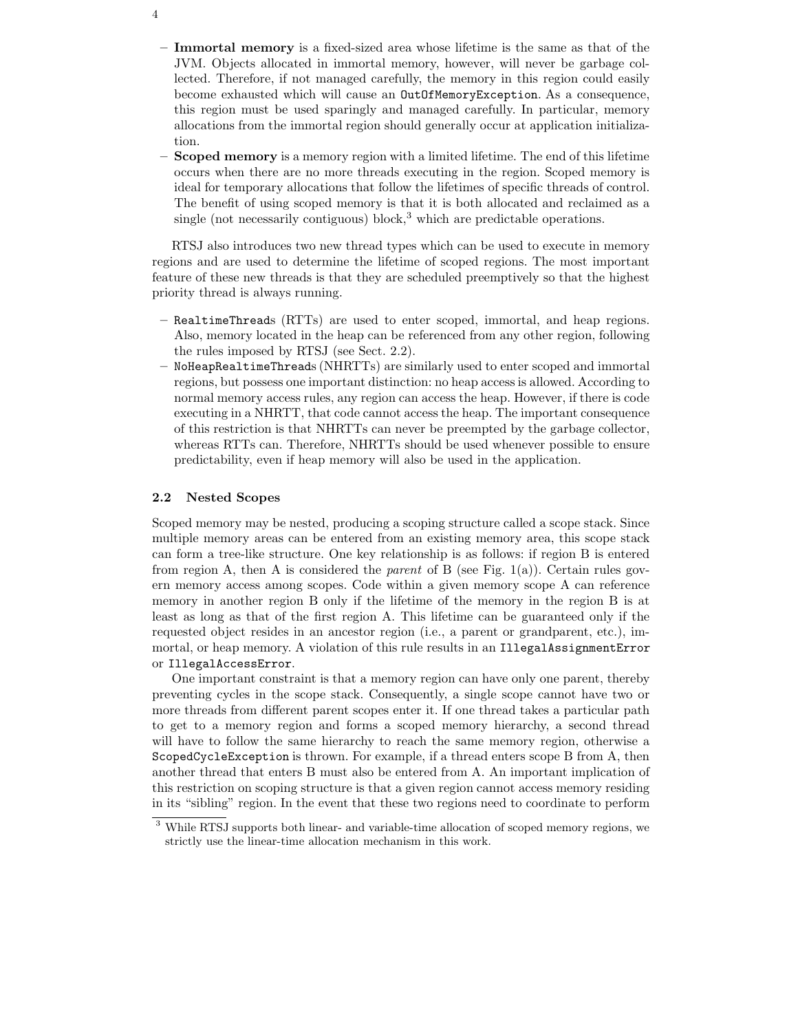- **Immortal memory** is a fixed-sized area whose lifetime is the same as that of the JVM. Objects allocated in immortal memory, however, will never be garbage collected. Therefore, if not managed carefully, the memory in this region could easily become exhausted which will cause an `OutOfMemoryException`. As a consequence, this region must be used sparingly and managed carefully. In particular, memory allocations from the immortal region should generally occur at application initialization.
- **Scoped memory** is a memory region with a limited lifetime. The end of this lifetime occurs when there are no more threads executing in the region. Scoped memory is ideal for temporary allocations that follow the lifetimes of specific threads of control. The benefit of using scoped memory is that it is both allocated and reclaimed as a single (not necessarily contiguous) block,[3] which are predictable operations.

RTSJ also introduces two new thread types which can be used to execute in memory regions and are used to determine the lifetime of scoped regions. The most important feature of these new threads is that they are scheduled preemptively so that the highest priority thread is always running.

- `RealtimeThread`s (RTTs) are used to enter scoped, immortal, and heap regions. Also, memory located in the heap can be referenced from any other region, following the rules imposed by RTSJ (see Sect. 2.2).
- `NoHeapRealtimeThread`s (NHRTTs) are similarly used to enter scoped and immortal regions, but possess one important distinction: no heap access is allowed. According to normal memory access rules, any region can access the heap. However, if there is code executing in a NHRTT, that code cannot access the heap. The important consequence of this restriction is that NHRTTs can never be preempted by the garbage collector, whereas RTTs can. Therefore, NHRTTs should be used whenever possible to ensure predictability, even if heap memory will also be used in the application.

### 2.2 Nested Scopes

Scoped memory may be nested, producing a scoping structure called a scope stack. Since multiple memory areas can be entered from an existing memory area, this scope stack can form a tree-like structure. One key relationship is as follows: if region B is entered from region A, then A is considered the *parent* of B (see Fig. 1(a)). Certain rules govern memory access among scopes. Code within a given memory scope A can reference memory in another region B only if the lifetime of the memory in the region B is at least as long as that of the first region A. This lifetime can be guaranteed only if the requested object resides in an ancestor region (i.e., a parent or grandparent, etc.), immortal, or heap memory. A violation of this rule results in an `IllegalAssignmentError` or `IllegalAccessError`.

One important constraint is that a memory region can have only one parent, thereby preventing cycles in the scope stack. Consequently, a single scope cannot have two or more threads from different parent scopes enter it. If one thread takes a particular path to get to a memory region and forms a scoped memory hierarchy, a second thread will have to follow the same hierarchy to reach the same memory region, otherwise a `ScopedCycleException` is thrown. For example, if a thread enters scope B from A, then another thread that enters B must also be entered from A. An important implication of this restriction on scoping structure is that a given region cannot access memory residing in its "sibling" region. In the event that these two regions need to coordinate to perform

[3] While RTSJ supports both linear- and variable-time allocation of scoped memory regions, we strictly use the linear-time allocation mechanism in this work.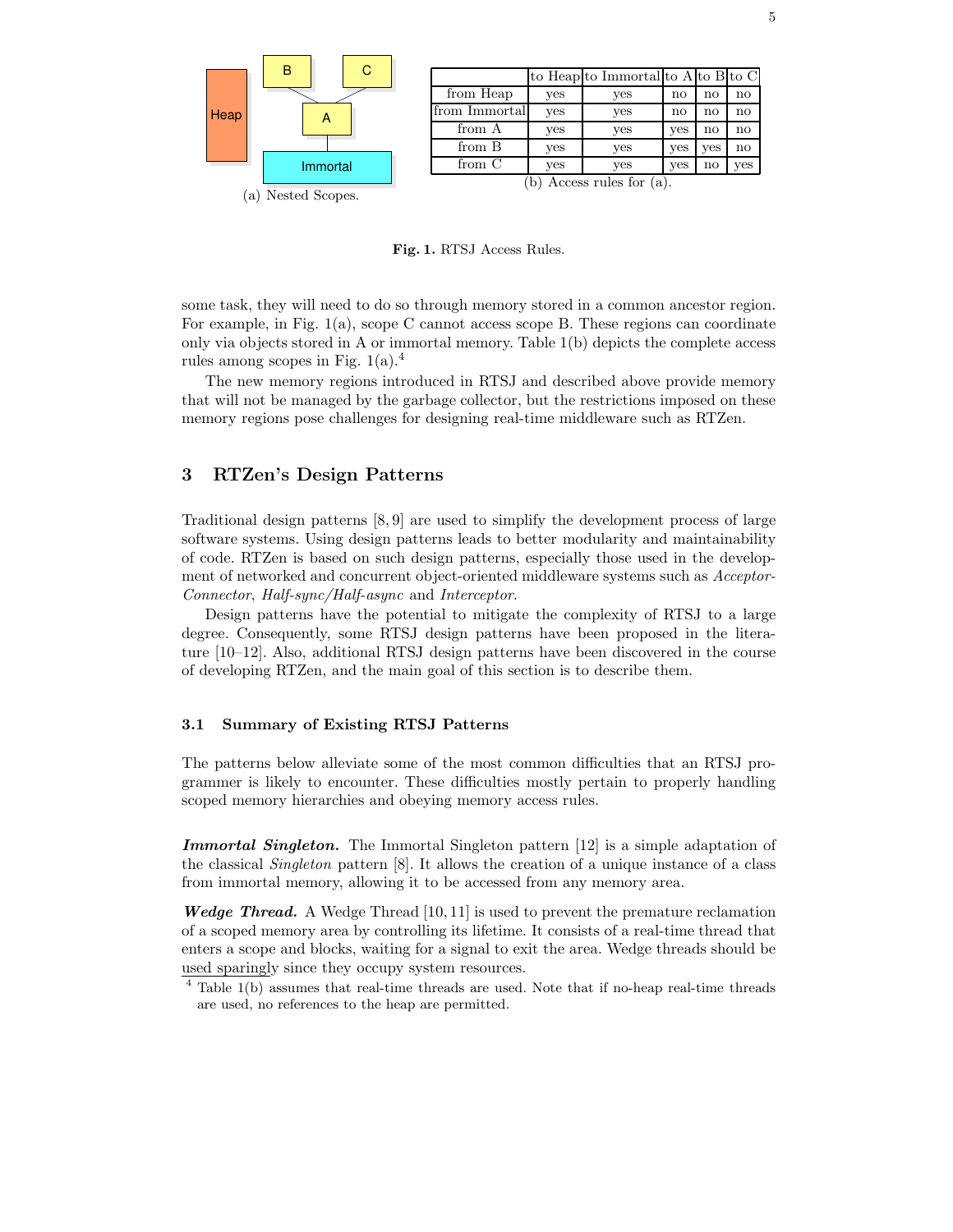(a) Nested Scopes.

|  | to Heap | to Immortal | to A | to B | to C |
|---|---|---|---|---|---|
| from Heap | yes | yes | no | no | no |
| from Immortal | yes | yes | no | no | no |
| from A | yes | yes | yes | no | no |
| from B | yes | yes | yes | yes | no |
| from C | yes | yes | yes | no | yes |

(b) Access rules for (a).

**Fig. 1.** RTSJ Access Rules.

some task, they will need to do so through memory stored in a common ancestor region. For example, in Fig. 1(a), scope C cannot access scope B. These regions can coordinate only via objects stored in A or immortal memory. Table 1(b) depicts the complete access rules among scopes in Fig. 1(a).[4]

The new memory regions introduced in RTSJ and described above provide memory that will not be managed by the garbage collector, but the restrictions imposed on these memory regions pose challenges for designing real-time middleware such as RTZen.

## 3 RTZen's Design Patterns

Traditional design patterns [8, 9] are used to simplify the development process of large software systems. Using design patterns leads to better modularity and maintainability of code. RTZen is based on such design patterns, especially those used in the development of networked and concurrent object-oriented middleware systems such as *Acceptor-Connector*, *Half-sync/Half-async* and *Interceptor*.

Design patterns have the potential to mitigate the complexity of RTSJ to a large degree. Consequently, some RTSJ design patterns have been proposed in the literature [10–12]. Also, additional RTSJ design patterns have been discovered in the course of developing RTZen, and the main goal of this section is to describe them.

### 3.1 Summary of Existing RTSJ Patterns

The patterns below alleviate some of the most common difficulties that an RTSJ programmer is likely to encounter. These difficulties mostly pertain to properly handling scoped memory hierarchies and obeying memory access rules.

***Immortal Singleton.*** The Immortal Singleton pattern [12] is a simple adaptation of the classical *Singleton* pattern [8]. It allows the creation of a unique instance of a class from immortal memory, allowing it to be accessed from any memory area.

***Wedge Thread.*** A Wedge Thread [10, 11] is used to prevent the premature reclamation of a scoped memory area by controlling its lifetime. It consists of a real-time thread that enters a scope and blocks, waiting for a signal to exit the area. Wedge threads should be used sparingly since they occupy system resources.

[4] Table 1(b) assumes that real-time threads are used. Note that if no-heap real-time threads are used, no references to the heap are permitted.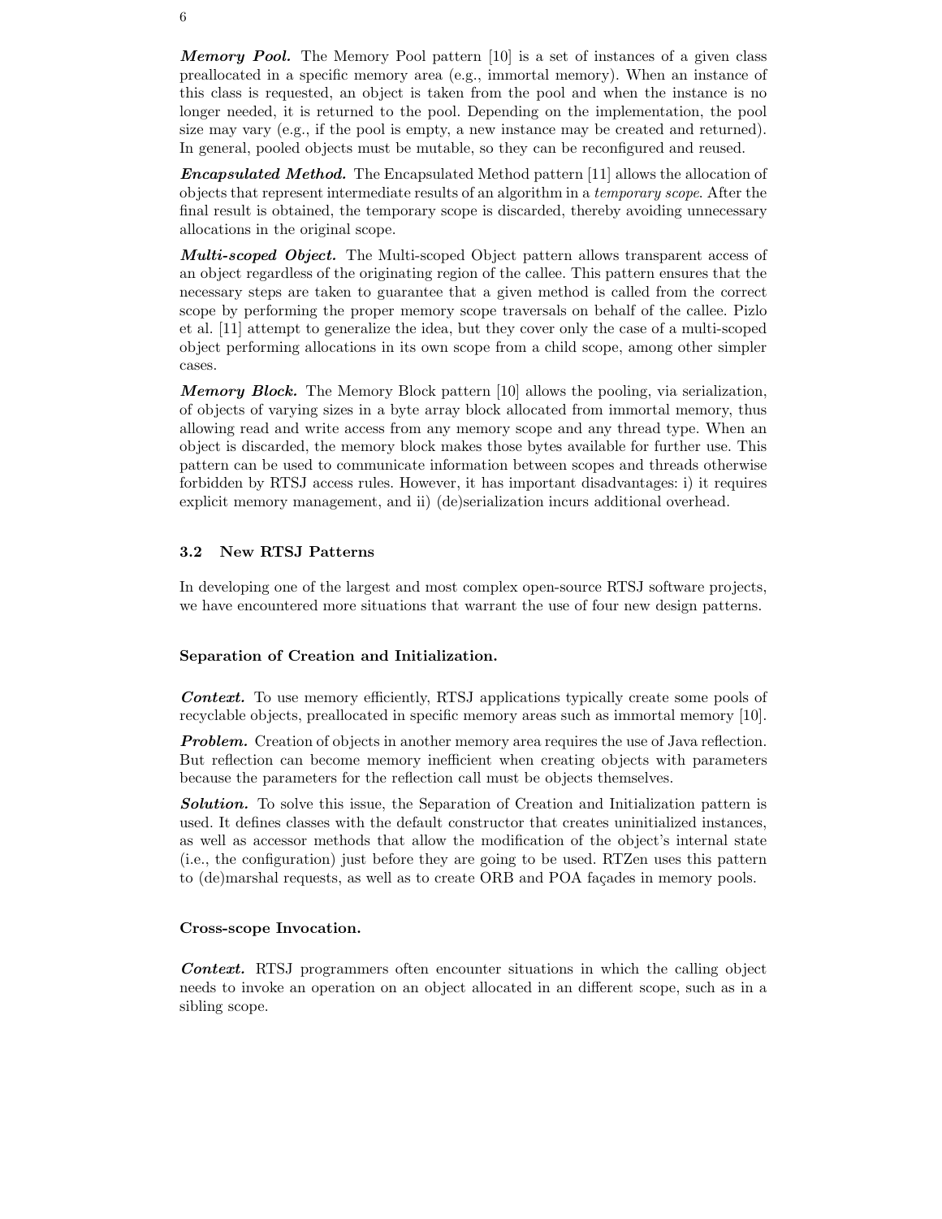***Memory Pool.*** The Memory Pool pattern [10] is a set of instances of a given class preallocated in a specific memory area (e.g., immortal memory). When an instance of this class is requested, an object is taken from the pool and when the instance is no longer needed, it is returned to the pool. Depending on the implementation, the pool size may vary (e.g., if the pool is empty, a new instance may be created and returned). In general, pooled objects must be mutable, so they can be reconfigured and reused.

***Encapsulated Method.*** The Encapsulated Method pattern [11] allows the allocation of objects that represent intermediate results of an algorithm in a *temporary scope*. After the final result is obtained, the temporary scope is discarded, thereby avoiding unnecessary allocations in the original scope.

***Multi-scoped Object.*** The Multi-scoped Object pattern allows transparent access of an object regardless of the originating region of the callee. This pattern ensures that the necessary steps are taken to guarantee that a given method is called from the correct scope by performing the proper memory scope traversals on behalf of the callee. Pizlo et al. [11] attempt to generalize the idea, but they cover only the case of a multi-scoped object performing allocations in its own scope from a child scope, among other simpler cases.

***Memory Block.*** The Memory Block pattern [10] allows the pooling, via serialization, of objects of varying sizes in a byte array block allocated from immortal memory, thus allowing read and write access from any memory scope and any thread type. When an object is discarded, the memory block makes those bytes available for further use. This pattern can be used to communicate information between scopes and threads otherwise forbidden by RTSJ access rules. However, it has important disadvantages: i) it requires explicit memory management, and ii) (de)serialization incurs additional overhead.

### 3.2 New RTSJ Patterns

In developing one of the largest and most complex open-source RTSJ software projects, we have encountered more situations that warrant the use of four new design patterns.

#### Separation of Creation and Initialization.

***Context.*** To use memory efficiently, RTSJ applications typically create some pools of recyclable objects, preallocated in specific memory areas such as immortal memory [10].

***Problem.*** Creation of objects in another memory area requires the use of Java reflection. But reflection can become memory inefficient when creating objects with parameters because the parameters for the reflection call must be objects themselves.

***Solution.*** To solve this issue, the Separation of Creation and Initialization pattern is used. It defines classes with the default constructor that creates uninitialized instances, as well as accessor methods that allow the modification of the object's internal state (i.e., the configuration) just before they are going to be used. RTZen uses this pattern to (de)marshal requests, as well as to create ORB and POA façades in memory pools.

#### Cross-scope Invocation.

***Context.*** RTSJ programmers often encounter situations in which the calling object needs to invoke an operation on an object allocated in an different scope, such as in a sibling scope.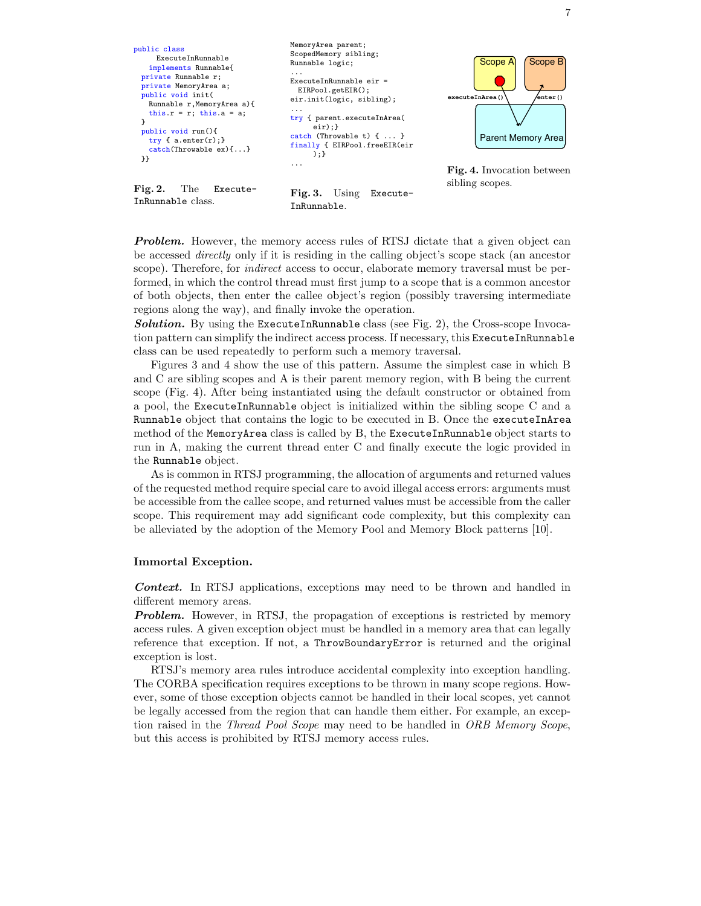```java
public class
    ExecuteInRunnable
  implements Runnable{
 private Runnable r;
 private MemoryArea a;
 public void init(
   Runnable r,MemoryArea a){
   this.r = r; this.a = a;
 }
 public void run(){
   try { a.enter(r);}
   catch(Throwable ex){...}
 }}
```

**Fig. 2.** The `ExecuteInRunnable` class.

```java
MemoryArea parent;
ScopedMemory sibling;
Runnable logic;
...
ExecuteInRunnable eir =
  EIRPool.getEIR();
eir.init(logic, sibling);
...
try { parent.executeInArea(
      eir);}
catch (Throwable t) { ... }
finally { EIRPool.freeEIR(eir
      );}
...
```

**Fig. 3.** Using `ExecuteInRunnable`.

Scope A
Scope B
executeInArea()
enter()
Parent Memory Area

**Fig. 4.** Invocation between sibling scopes.

***Problem.*** However, the memory access rules of RTSJ dictate that a given object can be accessed *directly* only if it is residing in the calling object's scope stack (an ancestor scope). Therefore, for *indirect* access to occur, elaborate memory traversal must be performed, in which the control thread must first jump to a scope that is a common ancestor of both objects, then enter the callee object's region (possibly traversing intermediate regions along the way), and finally invoke the operation.

***Solution.*** By using the `ExecuteInRunnable` class (see Fig. 2), the Cross-scope Invocation pattern can simplify the indirect access process. If necessary, this `ExecuteInRunnable` class can be used repeatedly to perform such a memory traversal.

Figures 3 and 4 show the use of this pattern. Assume the simplest case in which B and C are sibling scopes and A is their parent memory region, with B being the current scope (Fig. 4). After being instantiated using the default constructor or obtained from a pool, the `ExecuteInRunnable` object is initialized within the sibling scope C and a `Runnable` object that contains the logic to be executed in B. Once the `executeInArea` method of the `MemoryArea` class is called by B, the `ExecuteInRunnable` object starts to run in A, making the current thread enter C and finally execute the logic provided in the `Runnable` object.

As is common in RTSJ programming, the allocation of arguments and returned values of the requested method require special care to avoid illegal access errors: arguments must be accessible from the callee scope, and returned values must be accessible from the caller scope. This requirement may add significant code complexity, but this complexity can be alleviated by the adoption of the Memory Pool and Memory Block patterns [10].

**Immortal Exception.**

***Context.*** In RTSJ applications, exceptions may need to be thrown and handled in different memory areas.

***Problem.*** However, in RTSJ, the propagation of exceptions is restricted by memory access rules. A given exception object must be handled in a memory area that can legally reference that exception. If not, a `ThrowBoundaryError` is returned and the original exception is lost.

RTSJ's memory area rules introduce accidental complexity into exception handling. The CORBA specification requires exceptions to be thrown in many scope regions. However, some of those exception objects cannot be handled in their local scopes, yet cannot be legally accessed from the region that can handle them either. For example, an exception raised in the *Thread Pool Scope* may need to be handled in *ORB Memory Scope*, but this access is prohibited by RTSJ memory access rules.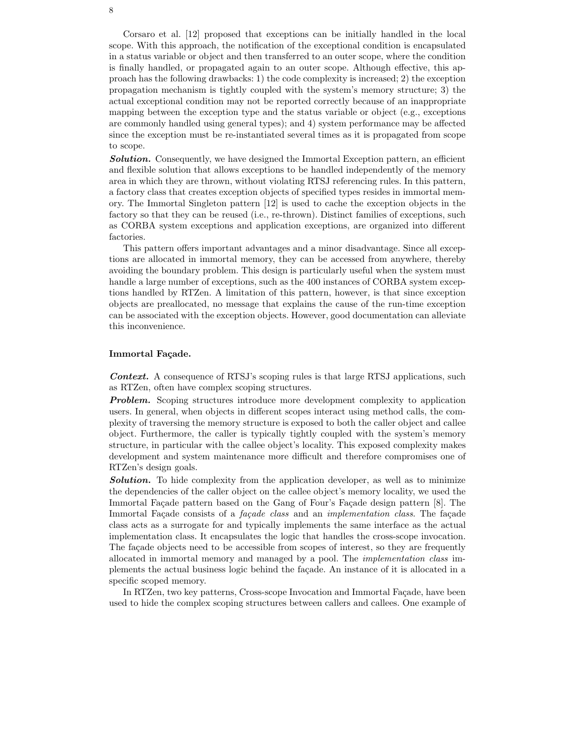Corsaro et al. [12] proposed that exceptions can be initially handled in the local scope. With this approach, the notification of the exceptional condition is encapsulated in a status variable or object and then transferred to an outer scope, where the condition is finally handled, or propagated again to an outer scope. Although effective, this approach has the following drawbacks: 1) the code complexity is increased; 2) the exception propagation mechanism is tightly coupled with the system's memory structure; 3) the actual exceptional condition may not be reported correctly because of an inappropriate mapping between the exception type and the status variable or object (e.g., exceptions are commonly handled using general types); and 4) system performance may be affected since the exception must be re-instantiated several times as it is propagated from scope to scope.

***Solution.*** Consequently, we have designed the Immortal Exception pattern, an efficient and flexible solution that allows exceptions to be handled independently of the memory area in which they are thrown, without violating RTSJ referencing rules. In this pattern, a factory class that creates exception objects of specified types resides in immortal memory. The Immortal Singleton pattern [12] is used to cache the exception objects in the factory so that they can be reused (i.e., re-thrown). Distinct families of exceptions, such as CORBA system exceptions and application exceptions, are organized into different factories.

This pattern offers important advantages and a minor disadvantage. Since all exceptions are allocated in immortal memory, they can be accessed from anywhere, thereby avoiding the boundary problem. This design is particularly useful when the system must handle a large number of exceptions, such as the 400 instances of CORBA system exceptions handled by RTZen. A limitation of this pattern, however, is that since exception objects are preallocated, no message that explains the cause of the run-time exception can be associated with the exception objects. However, good documentation can alleviate this inconvenience.

**Immortal Façade.**

***Context.*** A consequence of RTSJ's scoping rules is that large RTSJ applications, such as RTZen, often have complex scoping structures.

***Problem.*** Scoping structures introduce more development complexity to application users. In general, when objects in different scopes interact using method calls, the complexity of traversing the memory structure is exposed to both the caller object and callee object. Furthermore, the caller is typically tightly coupled with the system's memory structure, in particular with the callee object's locality. This exposed complexity makes development and system maintenance more difficult and therefore compromises one of RTZen's design goals.

***Solution.*** To hide complexity from the application developer, as well as to minimize the dependencies of the caller object on the callee object's memory locality, we used the Immortal Façade pattern based on the Gang of Four's Façade design pattern [8]. The Immortal Façade consists of a *façade class* and an *implementation class*. The façade class acts as a surrogate for and typically implements the same interface as the actual implementation class. It encapsulates the logic that handles the cross-scope invocation. The façade objects need to be accessible from scopes of interest, so they are frequently allocated in immortal memory and managed by a pool. The *implementation class* implements the actual business logic behind the façade. An instance of it is allocated in a specific scoped memory.

In RTZen, two key patterns, Cross-scope Invocation and Immortal Façade, have been used to hide the complex scoping structures between callers and callees. One example of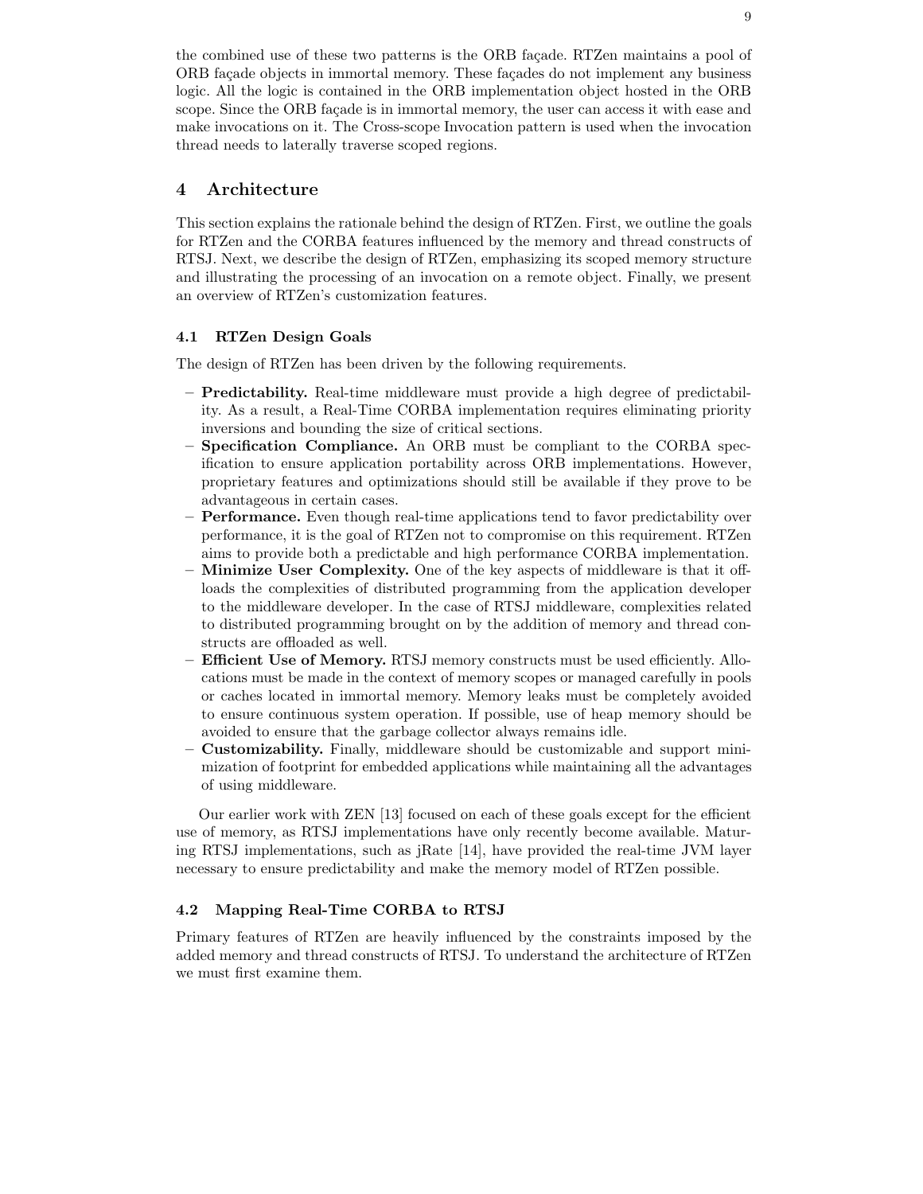the combined use of these two patterns is the ORB façade. RTZen maintains a pool of ORB façade objects in immortal memory. These façades do not implement any business logic. All the logic is contained in the ORB implementation object hosted in the ORB scope. Since the ORB façade is in immortal memory, the user can access it with ease and make invocations on it. The Cross-scope Invocation pattern is used when the invocation thread needs to laterally traverse scoped regions.

## 4 Architecture

This section explains the rationale behind the design of RTZen. First, we outline the goals for RTZen and the CORBA features influenced by the memory and thread constructs of RTSJ. Next, we describe the design of RTZen, emphasizing its scoped memory structure and illustrating the processing of an invocation on a remote object. Finally, we present an overview of RTZen's customization features.

### 4.1 RTZen Design Goals

The design of RTZen has been driven by the following requirements.

- **Predictability.** Real-time middleware must provide a high degree of predictability. As a result, a Real-Time CORBA implementation requires eliminating priority inversions and bounding the size of critical sections.
- **Specification Compliance.** An ORB must be compliant to the CORBA specification to ensure application portability across ORB implementations. However, proprietary features and optimizations should still be available if they prove to be advantageous in certain cases.
- **Performance.** Even though real-time applications tend to favor predictability over performance, it is the goal of RTZen not to compromise on this requirement. RTZen aims to provide both a predictable and high performance CORBA implementation.
- **Minimize User Complexity.** One of the key aspects of middleware is that it offloads the complexities of distributed programming from the application developer to the middleware developer. In the case of RTSJ middleware, complexities related to distributed programming brought on by the addition of memory and thread constructs are offloaded as well.
- **Efficient Use of Memory.** RTSJ memory constructs must be used efficiently. Allocations must be made in the context of memory scopes or managed carefully in pools or caches located in immortal memory. Memory leaks must be completely avoided to ensure continuous system operation. If possible, use of heap memory should be avoided to ensure that the garbage collector always remains idle.
- **Customizability.** Finally, middleware should be customizable and support minimization of footprint for embedded applications while maintaining all the advantages of using middleware.

Our earlier work with ZEN [13] focused on each of these goals except for the efficient use of memory, as RTSJ implementations have only recently become available. Maturing RTSJ implementations, such as jRate [14], have provided the real-time JVM layer necessary to ensure predictability and make the memory model of RTZen possible.

### 4.2 Mapping Real-Time CORBA to RTSJ

Primary features of RTZen are heavily influenced by the constraints imposed by the added memory and thread constructs of RTSJ. To understand the architecture of RTZen we must first examine them.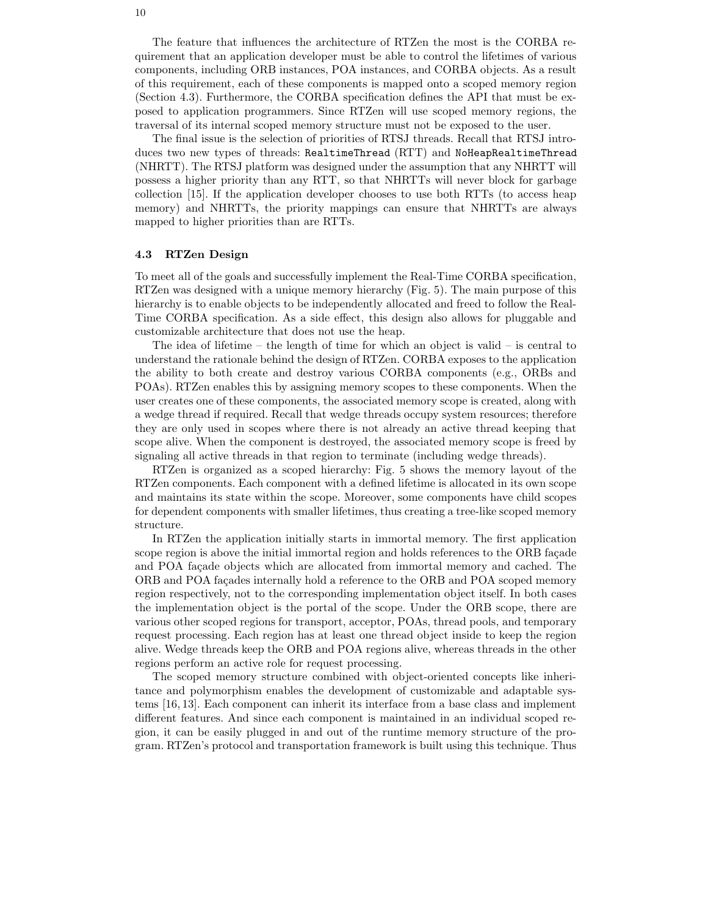The feature that influences the architecture of RTZen the most is the CORBA requirement that an application developer must be able to control the lifetimes of various components, including ORB instances, POA instances, and CORBA objects. As a result of this requirement, each of these components is mapped onto a scoped memory region (Section 4.3). Furthermore, the CORBA specification defines the API that must be exposed to application programmers. Since RTZen will use scoped memory regions, the traversal of its internal scoped memory structure must not be exposed to the user.

The final issue is the selection of priorities of RTSJ threads. Recall that RTSJ introduces two new types of threads: `RealtimeThread` (RTT) and `NoHeapRealtimeThread` (NHRTT). The RTSJ platform was designed under the assumption that any NHRTT will possess a higher priority than any RTT, so that NHRTTs will never block for garbage collection [15]. If the application developer chooses to use both RTTs (to access heap memory) and NHRTTs, the priority mappings can ensure that NHRTTs are always mapped to higher priorities than are RTTs.

### 4.3 RTZen Design

To meet all of the goals and successfully implement the Real-Time CORBA specification, RTZen was designed with a unique memory hierarchy (Fig. 5). The main purpose of this hierarchy is to enable objects to be independently allocated and freed to follow the Real-Time CORBA specification. As a side effect, this design also allows for pluggable and customizable architecture that does not use the heap.

The idea of lifetime – the length of time for which an object is valid – is central to understand the rationale behind the design of RTZen. CORBA exposes to the application the ability to both create and destroy various CORBA components (e.g., ORBs and POAs). RTZen enables this by assigning memory scopes to these components. When the user creates one of these components, the associated memory scope is created, along with a wedge thread if required. Recall that wedge threads occupy system resources; therefore they are only used in scopes where there is not already an active thread keeping that scope alive. When the component is destroyed, the associated memory scope is freed by signaling all active threads in that region to terminate (including wedge threads).

RTZen is organized as a scoped hierarchy: Fig. 5 shows the memory layout of the RTZen components. Each component with a defined lifetime is allocated in its own scope and maintains its state within the scope. Moreover, some components have child scopes for dependent components with smaller lifetimes, thus creating a tree-like scoped memory structure.

In RTZen the application initially starts in immortal memory. The first application scope region is above the initial immortal region and holds references to the ORB façade and POA façade objects which are allocated from immortal memory and cached. The ORB and POA façades internally hold a reference to the ORB and POA scoped memory region respectively, not to the corresponding implementation object itself. In both cases the implementation object is the portal of the scope. Under the ORB scope, there are various other scoped regions for transport, acceptor, POAs, thread pools, and temporary request processing. Each region has at least one thread object inside to keep the region alive. Wedge threads keep the ORB and POA regions alive, whereas threads in the other regions perform an active role for request processing.

The scoped memory structure combined with object-oriented concepts like inheritance and polymorphism enables the development of customizable and adaptable systems [16, 13]. Each component can inherit its interface from a base class and implement different features. And since each component is maintained in an individual scoped region, it can be easily plugged in and out of the runtime memory structure of the program. RTZen's protocol and transportation framework is built using this technique. Thus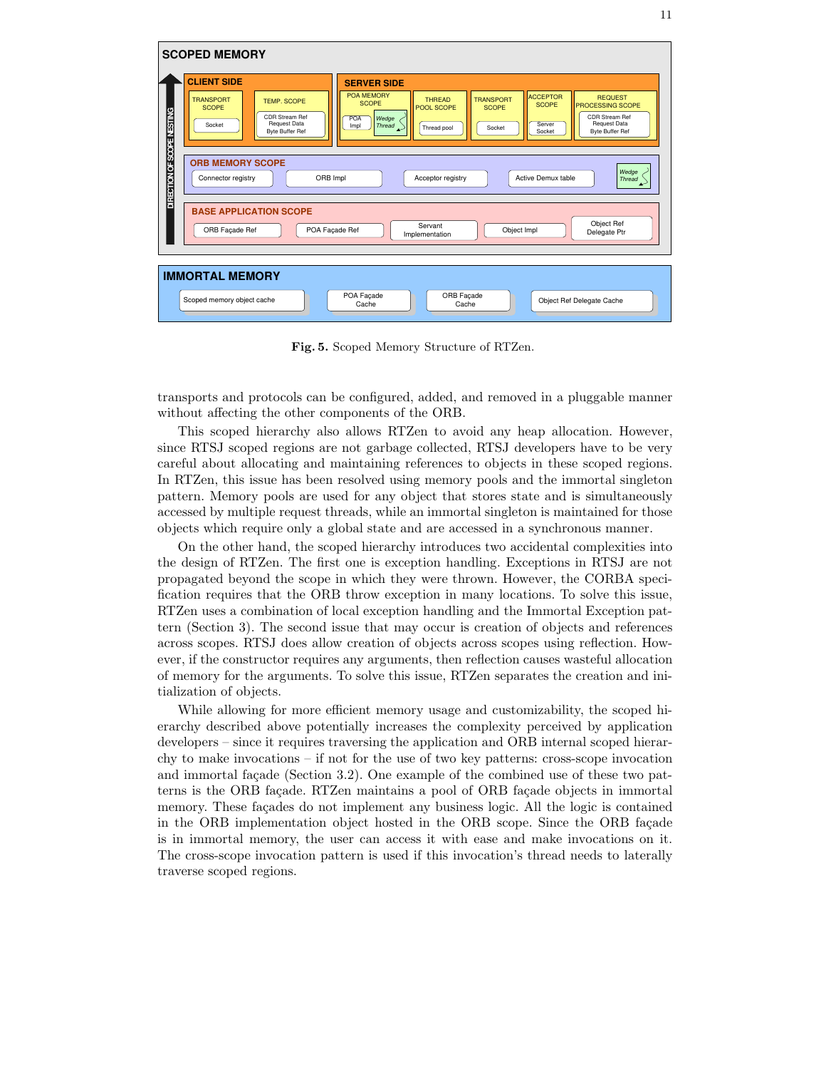SCOPED MEMORY

CLIENT SIDE

TRANSPORT SCOPE

Socket

TEMP. SCOPE

CDR Stream Ref
Request Data
Byte Buffer Ref

SERVER SIDE

POA MEMORY SCOPE

POA Impl

Wedge Thread

THREAD POOL SCOPE

Thread pool

TRANSPORT SCOPE

Socket

ACCEPTOR SCOPE

Server Socket

REQUEST PROCESSING SCOPE

CDR Stream Ref
Request Data
Byte Buffer Ref

DIRECTION OF SCOPE NESTING

ORB MEMORY SCOPE

Connector registry

ORB Impl

Acceptor registry

Active Demux table

Wedge Thread

BASE APPLICATION SCOPE

ORB Façade Ref

POA Façade Ref

Servant Implementation

Object Impl

Object Ref Delegate Ptr

IMMORTAL MEMORY

Scoped memory object cache

POA Façade Cache

ORB Façade Cache

Object Ref Delegate Cache

**Fig. 5.** Scoped Memory Structure of RTZen.

transports and protocols can be configured, added, and removed in a pluggable manner without affecting the other components of the ORB.

This scoped hierarchy also allows RTZen to avoid any heap allocation. However, since RTSJ scoped regions are not garbage collected, RTSJ developers have to be very careful about allocating and maintaining references to objects in these scoped regions. In RTZen, this issue has been resolved using memory pools and the immortal singleton pattern. Memory pools are used for any object that stores state and is simultaneously accessed by multiple request threads, while an immortal singleton is maintained for those objects which require only a global state and are accessed in a synchronous manner.

On the other hand, the scoped hierarchy introduces two accidental complexities into the design of RTZen. The first one is exception handling. Exceptions in RTSJ are not propagated beyond the scope in which they were thrown. However, the CORBA specification requires that the ORB throw exception in many locations. To solve this issue, RTZen uses a combination of local exception handling and the Immortal Exception pattern (Section 3). The second issue that may occur is creation of objects and references across scopes. RTSJ does allow creation of objects across scopes using reflection. However, if the constructor requires any arguments, then reflection causes wasteful allocation of memory for the arguments. To solve this issue, RTZen separates the creation and initialization of objects.

While allowing for more efficient memory usage and customizability, the scoped hierarchy described above potentially increases the complexity perceived by application developers – since it requires traversing the application and ORB internal scoped hierarchy to make invocations – if not for the use of two key patterns: cross-scope invocation and immortal façade (Section 3.2). One example of the combined use of these two patterns is the ORB façade. RTZen maintains a pool of ORB façade objects in immortal memory. These façades do not implement any business logic. All the logic is contained in the ORB implementation object hosted in the ORB scope. Since the ORB façade is in immortal memory, the user can access it with ease and make invocations on it. The cross-scope invocation pattern is used if this invocation's thread needs to laterally traverse scoped regions.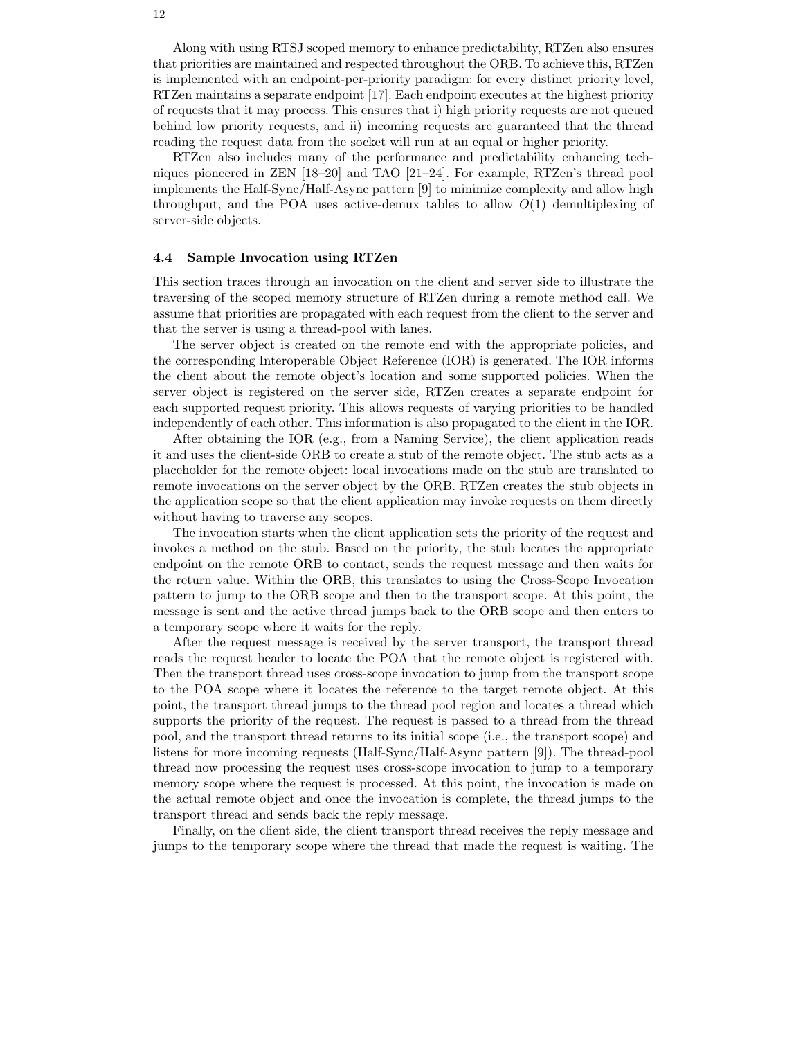Along with using RTSJ scoped memory to enhance predictability, RTZen also ensures that priorities are maintained and respected throughout the ORB. To achieve this, RTZen is implemented with an endpoint-per-priority paradigm: for every distinct priority level, RTZen maintains a separate endpoint [17]. Each endpoint executes at the highest priority of requests that it may process. This ensures that i) high priority requests are not queued behind low priority requests, and ii) incoming requests are guaranteed that the thread reading the request data from the socket will run at an equal or higher priority.

RTZen also includes many of the performance and predictability enhancing techniques pioneered in ZEN [18–20] and TAO [21–24]. For example, RTZen's thread pool implements the Half-Sync/Half-Async pattern [9] to minimize complexity and allow high throughput, and the POA uses active-demux tables to allow $O(1)$ demultiplexing of server-side objects.

### 4.4 Sample Invocation using RTZen

This section traces through an invocation on the client and server side to illustrate the traversing of the scoped memory structure of RTZen during a remote method call. We assume that priorities are propagated with each request from the client to the server and that the server is using a thread-pool with lanes.

The server object is created on the remote end with the appropriate policies, and the corresponding Interoperable Object Reference (IOR) is generated. The IOR informs the client about the remote object's location and some supported policies. When the server object is registered on the server side, RTZen creates a separate endpoint for each supported request priority. This allows requests of varying priorities to be handled independently of each other. This information is also propagated to the client in the IOR.

After obtaining the IOR (e.g., from a Naming Service), the client application reads it and uses the client-side ORB to create a stub of the remote object. The stub acts as a placeholder for the remote object: local invocations made on the stub are translated to remote invocations on the server object by the ORB. RTZen creates the stub objects in the application scope so that the client application may invoke requests on them directly without having to traverse any scopes.

The invocation starts when the client application sets the priority of the request and invokes a method on the stub. Based on the priority, the stub locates the appropriate endpoint on the remote ORB to contact, sends the request message and then waits for the return value. Within the ORB, this translates to using the Cross-Scope Invocation pattern to jump to the ORB scope and then to the transport scope. At this point, the message is sent and the active thread jumps back to the ORB scope and then enters to a temporary scope where it waits for the reply.

After the request message is received by the server transport, the transport thread reads the request header to locate the POA that the remote object is registered with. Then the transport thread uses cross-scope invocation to jump from the transport scope to the POA scope where it locates the reference to the target remote object. At this point, the transport thread jumps to the thread pool region and locates a thread which supports the priority of the request. The request is passed to a thread from the thread pool, and the transport thread returns to its initial scope (i.e., the transport scope) and listens for more incoming requests (Half-Sync/Half-Async pattern [9]). The thread-pool thread now processing the request uses cross-scope invocation to jump to a temporary memory scope where the request is processed. At this point, the invocation is made on the actual remote object and once the invocation is complete, the thread jumps to the transport thread and sends back the reply message.

Finally, on the client side, the client transport thread receives the reply message and jumps to the temporary scope where the thread that made the request is waiting. The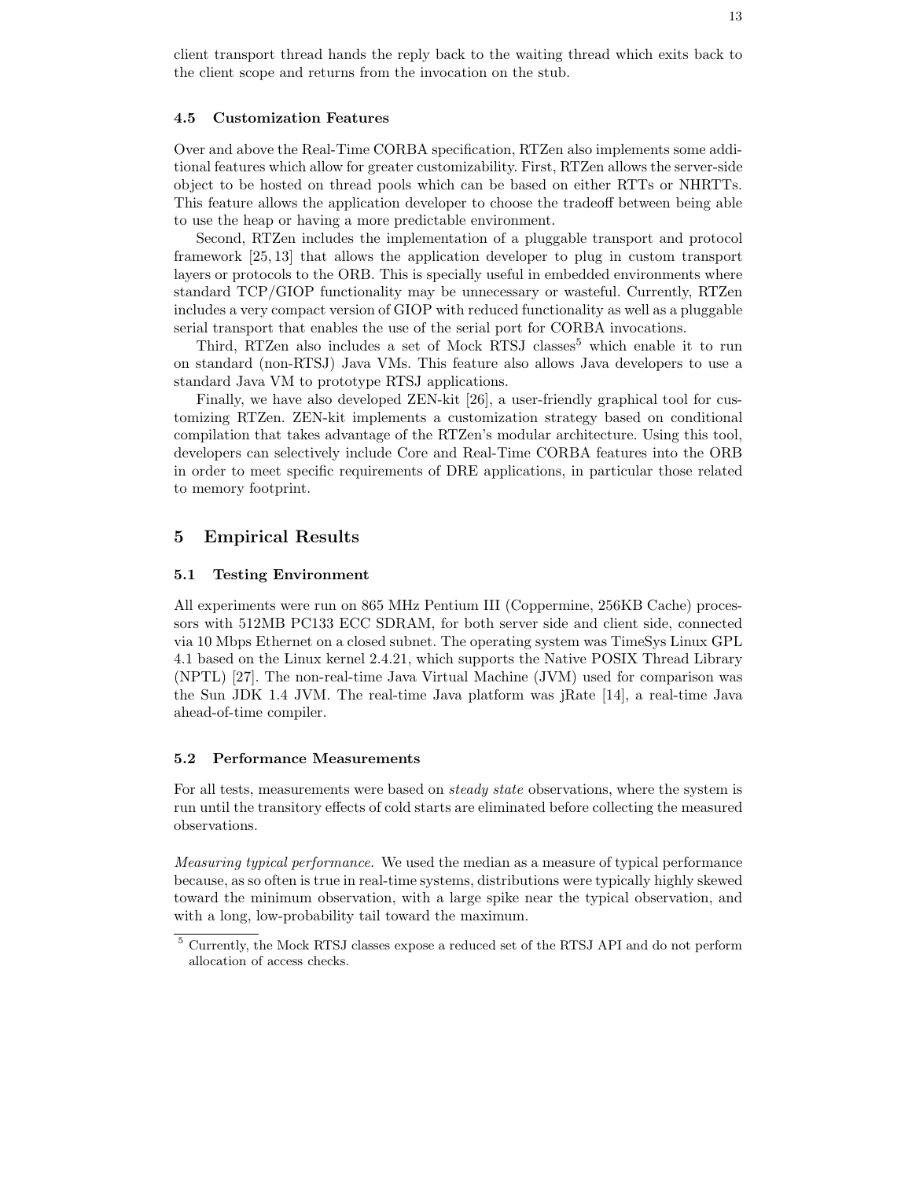client transport thread hands the reply back to the waiting thread which exits back to the client scope and returns from the invocation on the stub.

### 4.5 Customization Features

Over and above the Real-Time CORBA specification, RTZen also implements some additional features which allow for greater customizability. First, RTZen allows the server-side object to be hosted on thread pools which can be based on either RTTs or NHRTTs. This feature allows the application developer to choose the tradeoff between being able to use the heap or having a more predictable environment.

Second, RTZen includes the implementation of a pluggable transport and protocol framework [25, 13] that allows the application developer to plug in custom transport layers or protocols to the ORB. This is specially useful in embedded environments where standard TCP/GIOP functionality may be unnecessary or wasteful. Currently, RTZen includes a very compact version of GIOP with reduced functionality as well as a pluggable serial transport that enables the use of the serial port for CORBA invocations.

Third, RTZen also includes a set of Mock RTSJ classes[5] which enable it to run on standard (non-RTSJ) Java VMs. This feature also allows Java developers to use a standard Java VM to prototype RTSJ applications.

Finally, we have also developed ZEN-kit [26], a user-friendly graphical tool for customizing RTZen. ZEN-kit implements a customization strategy based on conditional compilation that takes advantage of the RTZen's modular architecture. Using this tool, developers can selectively include Core and Real-Time CORBA features into the ORB in order to meet specific requirements of DRE applications, in particular those related to memory footprint.

## 5 Empirical Results

### 5.1 Testing Environment

All experiments were run on 865 MHz Pentium III (Coppermine, 256KB Cache) processors with 512MB PC133 ECC SDRAM, for both server side and client side, connected via 10 Mbps Ethernet on a closed subnet. The operating system was TimeSys Linux GPL 4.1 based on the Linux kernel 2.4.21, which supports the Native POSIX Thread Library (NPTL) [27]. The non-real-time Java Virtual Machine (JVM) used for comparison was the Sun JDK 1.4 JVM. The real-time Java platform was jRate [14], a real-time Java ahead-of-time compiler.

### 5.2 Performance Measurements

For all tests, measurements were based on *steady state* observations, where the system is run until the transitory effects of cold starts are eliminated before collecting the measured observations.

*Measuring typical performance.* We used the median as a measure of typical performance because, as so often is true in real-time systems, distributions were typically highly skewed toward the minimum observation, with a large spike near the typical observation, and with a long, low-probability tail toward the maximum.

[5] Currently, the Mock RTSJ classes expose a reduced set of the RTSJ API and do not perform allocation of access checks.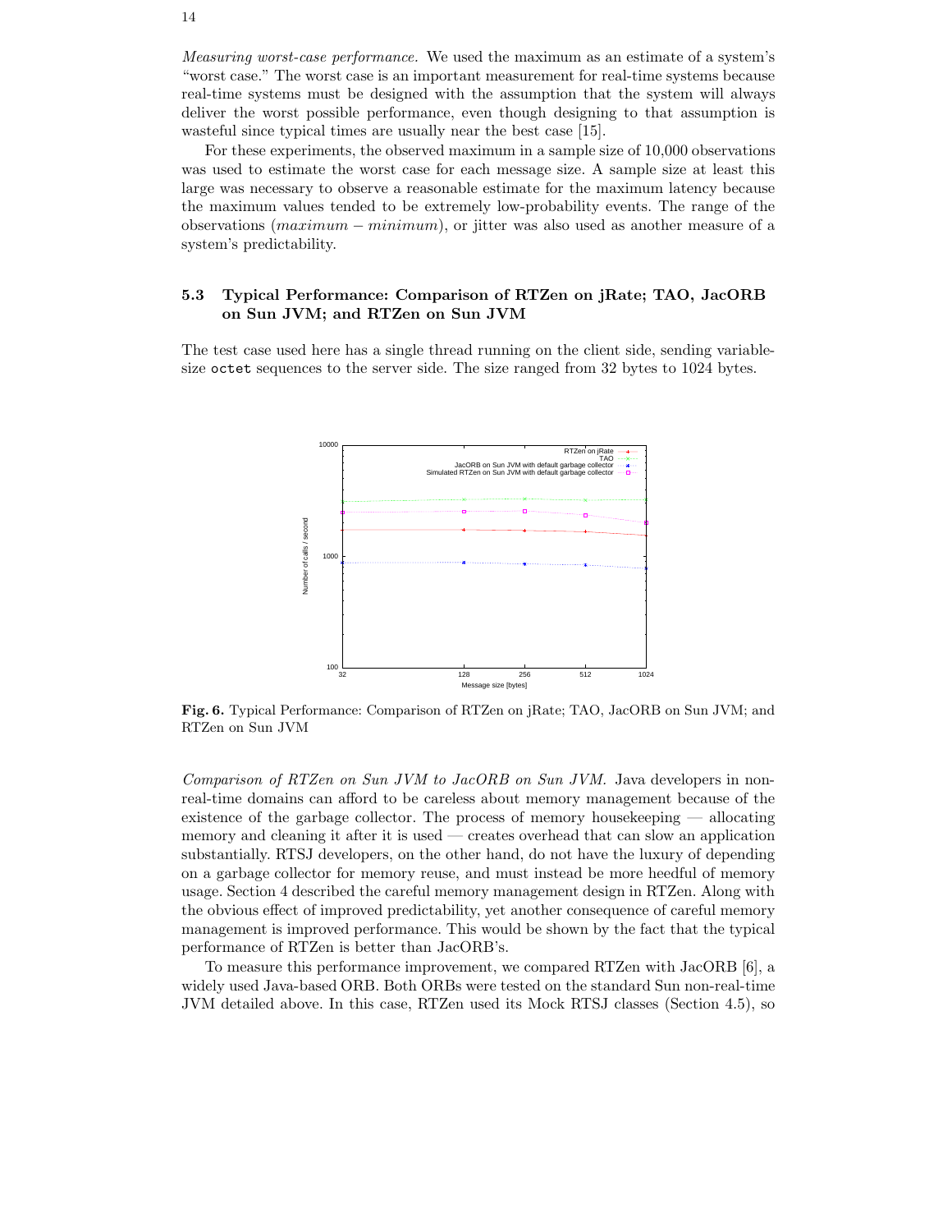*Measuring worst-case performance.* We used the maximum as an estimate of a system's "worst case." The worst case is an important measurement for real-time systems because real-time systems must be designed with the assumption that the system will always deliver the worst possible performance, even though designing to that assumption is wasteful since typical times are usually near the best case [15].

For these experiments, the observed maximum in a sample size of 10,000 observations was used to estimate the worst case for each message size. A sample size at least this large was necessary to observe a reasonable estimate for the maximum latency because the maximum values tended to be extremely low-probability events. The range of the observations ($maximum - minimum$), or jitter was also used as another measure of a system's predictability.

### 5.3 Typical Performance: Comparison of RTZen on jRate; TAO, JacORB on Sun JVM; and RTZen on Sun JVM

The test case used here has a single thread running on the client side, sending variable-size `octet` sequences to the server side. The size ranged from 32 bytes to 1024 bytes.

10000
1000
100
Number of calls / second
32
128
256
512
1024
Message size [bytes]
RTZen on jRate
TAO
JacORB on Sun JVM with default garbage collector
Simulated RTZen on Sun JVM with default garbage collector

**Fig. 6.** Typical Performance: Comparison of RTZen on jRate; TAO, JacORB on Sun JVM; and RTZen on Sun JVM

*Comparison of RTZen on Sun JVM to JacORB on Sun JVM.* Java developers in non-real-time domains can afford to be careless about memory management because of the existence of the garbage collector. The process of memory housekeeping — allocating memory and cleaning it after it is used — creates overhead that can slow an application substantially. RTSJ developers, on the other hand, do not have the luxury of depending on a garbage collector for memory reuse, and must instead be more heedful of memory usage. Section 4 described the careful memory management design in RTZen. Along with the obvious effect of improved predictability, yet another consequence of careful memory management is improved performance. This would be shown by the fact that the typical performance of RTZen is better than JacORB's.

To measure this performance improvement, we compared RTZen with JacORB [6], a widely used Java-based ORB. Both ORBs were tested on the standard Sun non-real-time JVM detailed above. In this case, RTZen used its Mock RTSJ classes (Section 4.5), so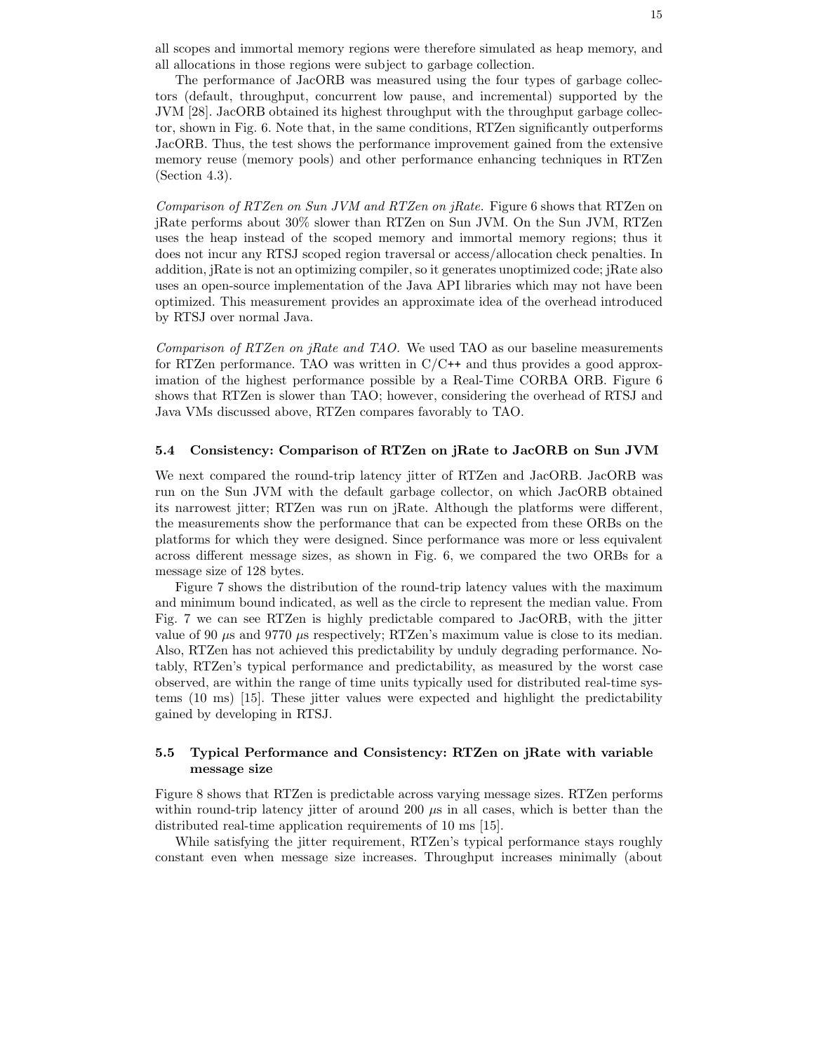all scopes and immortal memory regions were therefore simulated as heap memory, and all allocations in those regions were subject to garbage collection.

The performance of JacORB was measured using the four types of garbage collectors (default, throughput, concurrent low pause, and incremental) supported by the JVM [28]. JacORB obtained its highest throughput with the throughput garbage collector, shown in Fig. 6. Note that, in the same conditions, RTZen significantly outperforms JacORB. Thus, the test shows the performance improvement gained from the extensive memory reuse (memory pools) and other performance enhancing techniques in RTZen (Section 4.3).

*Comparison of RTZen on Sun JVM and RTZen on jRate.* Figure 6 shows that RTZen on jRate performs about 30% slower than RTZen on Sun JVM. On the Sun JVM, RTZen uses the heap instead of the scoped memory and immortal memory regions; thus it does not incur any RTSJ scoped region traversal or access/allocation check penalties. In addition, jRate is not an optimizing compiler, so it generates unoptimized code; jRate also uses an open-source implementation of the Java API libraries which may not have been optimized. This measurement provides an approximate idea of the overhead introduced by RTSJ over normal Java.

*Comparison of RTZen on jRate and TAO.* We used TAO as our baseline measurements for RTZen performance. TAO was written in C/C++ and thus provides a good approximation of the highest performance possible by a Real-Time CORBA ORB. Figure 6 shows that RTZen is slower than TAO; however, considering the overhead of RTSJ and Java VMs discussed above, RTZen compares favorably to TAO.

### 5.4 Consistency: Comparison of RTZen on jRate to JacORB on Sun JVM

We next compared the round-trip latency jitter of RTZen and JacORB. JacORB was run on the Sun JVM with the default garbage collector, on which JacORB obtained its narrowest jitter; RTZen was run on jRate. Although the platforms were different, the measurements show the performance that can be expected from these ORBs on the platforms for which they were designed. Since performance was more or less equivalent across different message sizes, as shown in Fig. 6, we compared the two ORBs for a message size of 128 bytes.

Figure 7 shows the distribution of the round-trip latency values with the maximum and minimum bound indicated, as well as the circle to represent the median value. From Fig. 7 we can see RTZen is highly predictable compared to JacORB, with the jitter value of 90 $\mu$s and 9770 $\mu$s respectively; RTZen's maximum value is close to its median. Also, RTZen has not achieved this predictability by unduly degrading performance. Notably, RTZen's typical performance and predictability, as measured by the worst case observed, are within the range of time units typically used for distributed real-time systems (10 ms) [15]. These jitter values were expected and highlight the predictability gained by developing in RTSJ.

### 5.5 Typical Performance and Consistency: RTZen on jRate with variable message size

Figure 8 shows that RTZen is predictable across varying message sizes. RTZen performs within round-trip latency jitter of around 200 $\mu$s in all cases, which is better than the distributed real-time application requirements of 10 ms [15].

While satisfying the jitter requirement, RTZen's typical performance stays roughly constant even when message size increases. Throughput increases minimally (about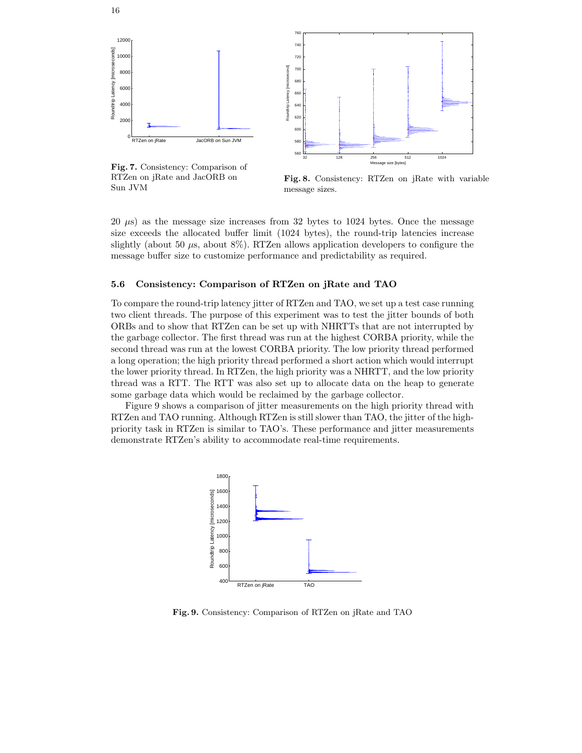**Fig. 7.** Consistency: Comparison of RTZen on jRate and JacORB on Sun JVM

**Fig. 8.** Consistency: RTZen on jRate with variable message sizes.

20 $\mu$s) as the message size increases from 32 bytes to 1024 bytes. Once the message size exceeds the allocated buffer limit (1024 bytes), the round-trip latencies increase slightly (about 50 $\mu$s, about 8%). RTZen allows application developers to configure the message buffer size to customize performance and predictability as required.

### 5.6 Consistency: Comparison of RTZen on jRate and TAO

To compare the round-trip latency jitter of RTZen and TAO, we set up a test case running two client threads. The purpose of this experiment was to test the jitter bounds of both ORBs and to show that RTZen can be set up with NHRTTs that are not interrupted by the garbage collector. The first thread was run at the highest CORBA priority, while the second thread was run at the lowest CORBA priority. The low priority thread performed a long operation; the high priority thread performed a short action which would interrupt the lower priority thread. In RTZen, the high priority was a NHRTT, and the low priority thread was a RTT. The RTT was also set up to allocate data on the heap to generate some garbage data which would be reclaimed by the garbage collector.

Figure 9 shows a comparison of jitter measurements on the high priority thread with RTZen and TAO running. Although RTZen is still slower than TAO, the jitter of the high-priority task in RTZen is similar to TAO's. These performance and jitter measurements demonstrate RTZen's ability to accommodate real-time requirements.

**Fig. 9.** Consistency: Comparison of RTZen on jRate and TAO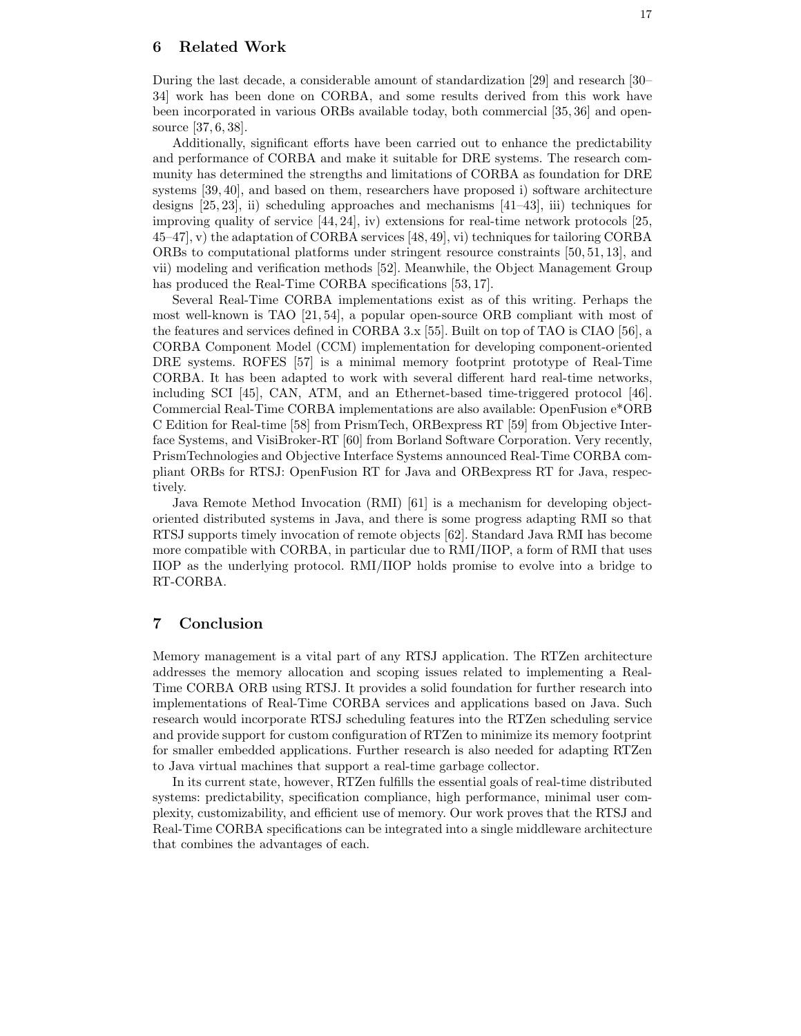## 6 Related Work

During the last decade, a considerable amount of standardization [29] and research [30–34] work has been done on CORBA, and some results derived from this work have been incorporated in various ORBs available today, both commercial [35, 36] and open-source [37, 6, 38].

Additionally, significant efforts have been carried out to enhance the predictability and performance of CORBA and make it suitable for DRE systems. The research community has determined the strengths and limitations of CORBA as foundation for DRE systems [39, 40], and based on them, researchers have proposed i) software architecture designs [25, 23], ii) scheduling approaches and mechanisms [41–43], iii) techniques for improving quality of service [44, 24], iv) extensions for real-time network protocols [25, 45–47], v) the adaptation of CORBA services [48, 49], vi) techniques for tailoring CORBA ORBs to computational platforms under stringent resource constraints [50, 51, 13], and vii) modeling and verification methods [52]. Meanwhile, the Object Management Group has produced the Real-Time CORBA specifications [53, 17].

Several Real-Time CORBA implementations exist as of this writing. Perhaps the most well-known is TAO [21, 54], a popular open-source ORB compliant with most of the features and services defined in CORBA 3.x [55]. Built on top of TAO is CIAO [56], a CORBA Component Model (CCM) implementation for developing component-oriented DRE systems. ROFES [57] is a minimal memory footprint prototype of Real-Time CORBA. It has been adapted to work with several different hard real-time networks, including SCI [45], CAN, ATM, and an Ethernet-based time-triggered protocol [46]. Commercial Real-Time CORBA implementations are also available: OpenFusion e*ORB C Edition for Real-time [58] from PrismTech, ORBexpress RT [59] from Objective Interface Systems, and VisiBroker-RT [60] from Borland Software Corporation. Very recently, PrismTechnologies and Objective Interface Systems announced Real-Time CORBA compliant ORBs for RTSJ: OpenFusion RT for Java and ORBexpress RT for Java, respectively.

Java Remote Method Invocation (RMI) [61] is a mechanism for developing object-oriented distributed systems in Java, and there is some progress adapting RMI so that RTSJ supports timely invocation of remote objects [62]. Standard Java RMI has become more compatible with CORBA, in particular due to RMI/IIOP, a form of RMI that uses IIOP as the underlying protocol. RMI/IIOP holds promise to evolve into a bridge to RT-CORBA.

## 7 Conclusion

Memory management is a vital part of any RTSJ application. The RTZen architecture addresses the memory allocation and scoping issues related to implementing a Real-Time CORBA ORB using RTSJ. It provides a solid foundation for further research into implementations of Real-Time CORBA services and applications based on Java. Such research would incorporate RTSJ scheduling features into the RTZen scheduling service and provide support for custom configuration of RTZen to minimize its memory footprint for smaller embedded applications. Further research is also needed for adapting RTZen to Java virtual machines that support a real-time garbage collector.

In its current state, however, RTZen fulfills the essential goals of real-time distributed systems: predictability, specification compliance, high performance, minimal user complexity, customizability, and efficient use of memory. Our work proves that the RTSJ and Real-Time CORBA specifications can be integrated into a single middleware architecture that combines the advantages of each.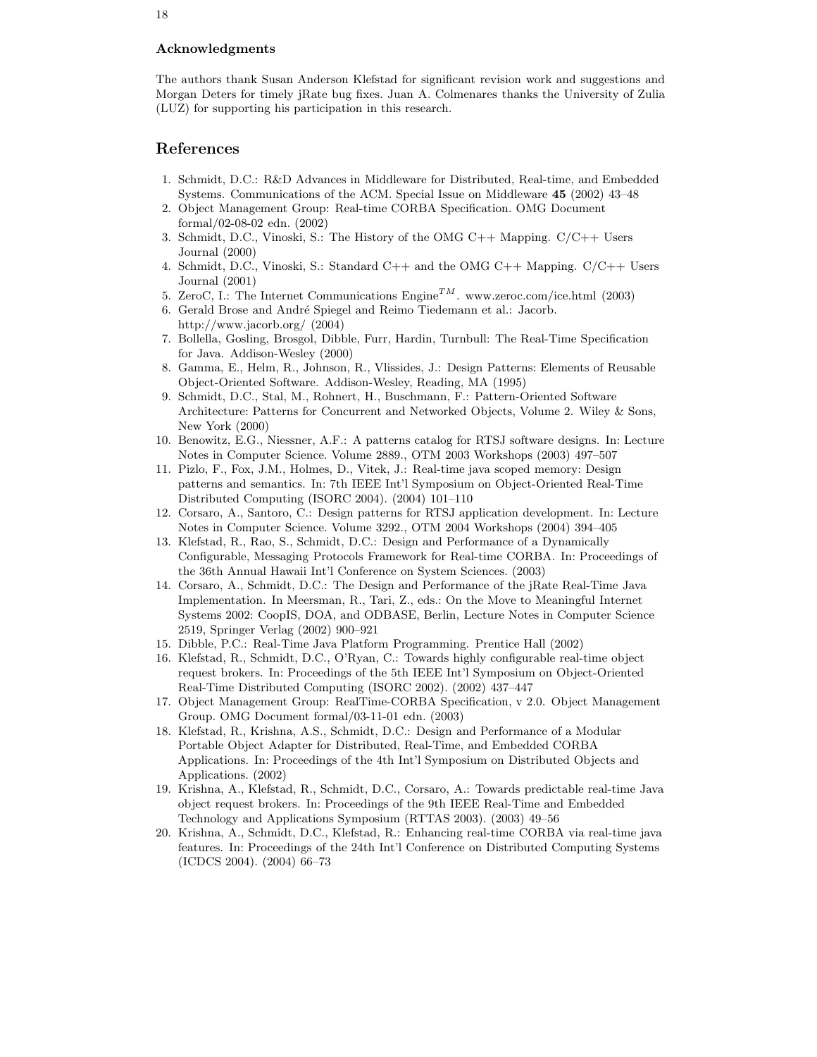## Acknowledgments

The authors thank Susan Anderson Klefstad for significant revision work and suggestions and Morgan Deters for timely jRate bug fixes. Juan A. Colmenares thanks the University of Zulia (LUZ) for supporting his participation in this research.

## References

1. Schmidt, D.C.: R&D Advances in Middleware for Distributed, Real-time, and Embedded Systems. Communications of the ACM. Special Issue on Middleware **45** (2002) 43–48
2. Object Management Group: Real-time CORBA Specification. OMG Document formal/02-08-02 edn. (2002)
3. Schmidt, D.C., Vinoski, S.: The History of the OMG C++ Mapping. C/C++ Users Journal (2000)
4. Schmidt, D.C., Vinoski, S.: Standard C++ and the OMG C++ Mapping. C/C++ Users Journal (2001)
5. ZeroC, I.: The Internet Communications Engine$^{TM}$. www.zeroc.com/ice.html (2003)
6. Gerald Brose and André Spiegel and Reimo Tiedemann et al.: Jacorb. http://www.jacorb.org/ (2004)
7. Bollella, Gosling, Brosgol, Dibble, Furr, Hardin, Turnbull: The Real-Time Specification for Java. Addison-Wesley (2000)
8. Gamma, E., Helm, R., Johnson, R., Vlissides, J.: Design Patterns: Elements of Reusable Object-Oriented Software. Addison-Wesley, Reading, MA (1995)
9. Schmidt, D.C., Stal, M., Rohnert, H., Buschmann, F.: Pattern-Oriented Software Architecture: Patterns for Concurrent and Networked Objects, Volume 2. Wiley & Sons, New York (2000)
10. Benowitz, E.G., Niessner, A.F.: A patterns catalog for RTSJ software designs. In: Lecture Notes in Computer Science. Volume 2889., OTM 2003 Workshops (2003) 497–507
11. Pizlo, F., Fox, J.M., Holmes, D., Vitek, J.: Real-time java scoped memory: Design patterns and semantics. In: 7th IEEE Int'l Symposium on Object-Oriented Real-Time Distributed Computing (ISORC 2004). (2004) 101–110
12. Corsaro, A., Santoro, C.: Design patterns for RTSJ application development. In: Lecture Notes in Computer Science. Volume 3292., OTM 2004 Workshops (2004) 394–405
13. Klefstad, R., Rao, S., Schmidt, D.C.: Design and Performance of a Dynamically Configurable, Messaging Protocols Framework for Real-time CORBA. In: Proceedings of the 36th Annual Hawaii Int'l Conference on System Sciences. (2003)
14. Corsaro, A., Schmidt, D.C.: The Design and Performance of the jRate Real-Time Java Implementation. In Meersman, R., Tari, Z., eds.: On the Move to Meaningful Internet Systems 2002: CoopIS, DOA, and ODBASE, Berlin, Lecture Notes in Computer Science 2519, Springer Verlag (2002) 900–921
15. Dibble, P.C.: Real-Time Java Platform Programming. Prentice Hall (2002)
16. Klefstad, R., Schmidt, D.C., O'Ryan, C.: Towards highly configurable real-time object request brokers. In: Proceedings of the 5th IEEE Int'l Symposium on Object-Oriented Real-Time Distributed Computing (ISORC 2002). (2002) 437–447
17. Object Management Group: RealTime-CORBA Specification, v 2.0. Object Management Group. OMG Document formal/03-11-01 edn. (2003)
18. Klefstad, R., Krishna, A.S., Schmidt, D.C.: Design and Performance of a Modular Portable Object Adapter for Distributed, Real-Time, and Embedded CORBA Applications. In: Proceedings of the 4th Int'l Symposium on Distributed Objects and Applications. (2002)
19. Krishna, A., Klefstad, R., Schmidt, D.C., Corsaro, A.: Towards predictable real-time Java object request brokers. In: Proceedings of the 9th IEEE Real-Time and Embedded Technology and Applications Symposium (RTTAS 2003). (2003) 49–56
20. Krishna, A., Schmidt, D.C., Klefstad, R.: Enhancing real-time CORBA via real-time java features. In: Proceedings of the 24th Int'l Conference on Distributed Computing Systems (ICDCS 2004). (2004) 66–73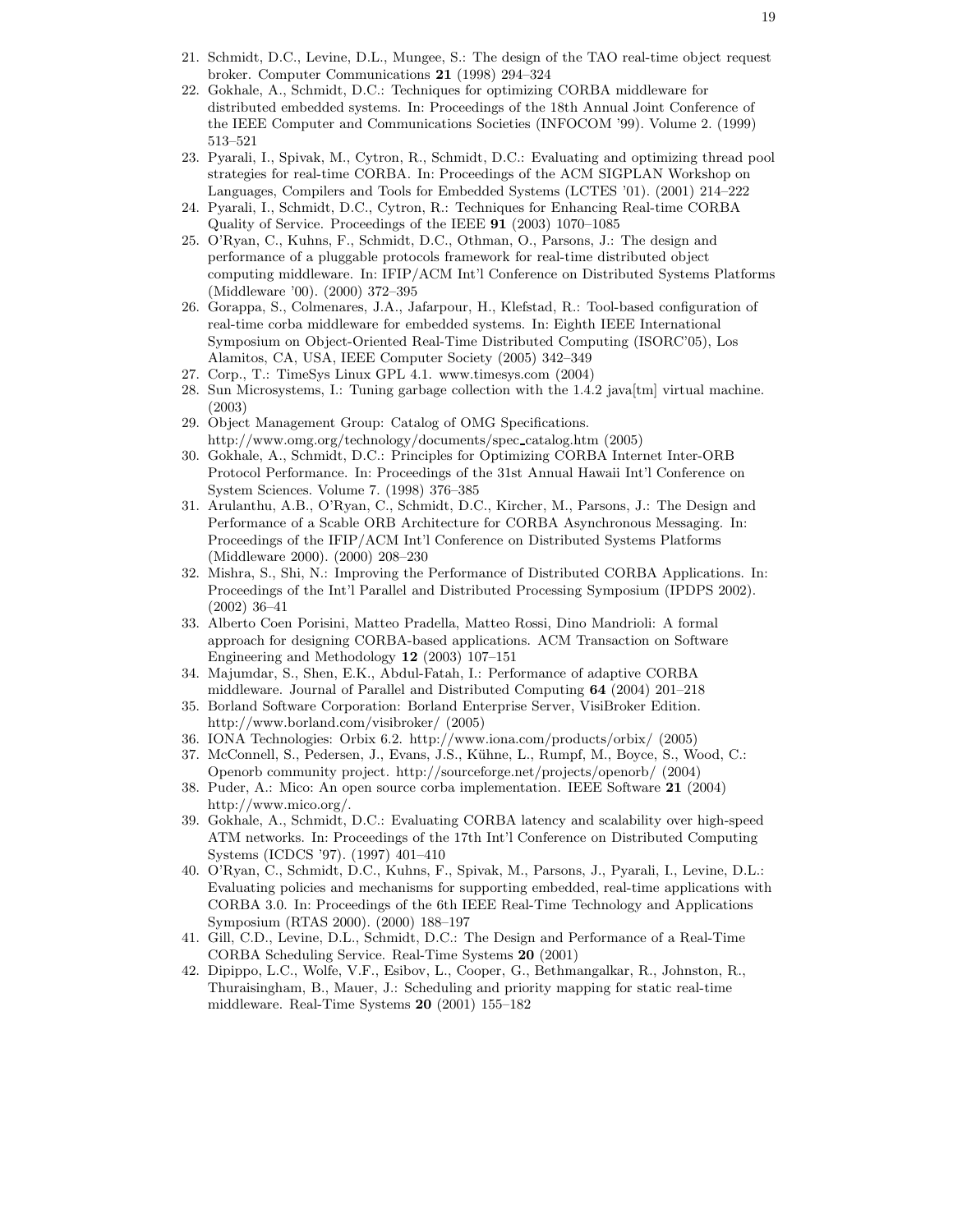21. Schmidt, D.C., Levine, D.L., Mungee, S.: The design of the TAO real-time object request broker. Computer Communications **21** (1998) 294–324
22. Gokhale, A., Schmidt, D.C.: Techniques for optimizing CORBA middleware for distributed embedded systems. In: Proceedings of the 18th Annual Joint Conference of the IEEE Computer and Communications Societies (INFOCOM '99). Volume 2. (1999) 513–521
23. Pyarali, I., Spivak, M., Cytron, R., Schmidt, D.C.: Evaluating and optimizing thread pool strategies for real-time CORBA. In: Proceedings of the ACM SIGPLAN Workshop on Languages, Compilers and Tools for Embedded Systems (LCTES '01). (2001) 214–222
24. Pyarali, I., Schmidt, D.C., Cytron, R.: Techniques for Enhancing Real-time CORBA Quality of Service. Proceedings of the IEEE **91** (2003) 1070–1085
25. O'Ryan, C., Kuhns, F., Schmidt, D.C., Othman, O., Parsons, J.: The design and performance of a pluggable protocols framework for real-time distributed object computing middleware. In: IFIP/ACM Int'l Conference on Distributed Systems Platforms (Middleware '00). (2000) 372–395
26. Gorappa, S., Colmenares, J.A., Jafarpour, H., Klefstad, R.: Tool-based configuration of real-time corba middleware for embedded systems. In: Eighth IEEE International Symposium on Object-Oriented Real-Time Distributed Computing (ISORC'05), Los Alamitos, CA, USA, IEEE Computer Society (2005) 342–349
27. Corp., T.: TimeSys Linux GPL 4.1. www.timesys.com (2004)
28. Sun Microsystems, I.: Tuning garbage collection with the 1.4.2 java[tm] virtual machine. (2003)
29. Object Management Group: Catalog of OMG Specifications. http://www.omg.org/technology/documents/spec_catalog.htm (2005)
30. Gokhale, A., Schmidt, D.C.: Principles for Optimizing CORBA Internet Inter-ORB Protocol Performance. In: Proceedings of the 31st Annual Hawaii Int'l Conference on System Sciences. Volume 7. (1998) 376–385
31. Arulanthu, A.B., O'Ryan, C., Schmidt, D.C., Kircher, M., Parsons, J.: The Design and Performance of a Scable ORB Architecture for CORBA Asynchronous Messaging. In: Proceedings of the IFIP/ACM Int'l Conference on Distributed Systems Platforms (Middleware 2000). (2000) 208–230
32. Mishra, S., Shi, N.: Improving the Performance of Distributed CORBA Applications. In: Proceedings of the Int'l Parallel and Distributed Processing Symposium (IPDPS 2002). (2002) 36–41
33. Alberto Coen Porisini, Matteo Pradella, Matteo Rossi, Dino Mandrioli: A formal approach for designing CORBA-based applications. ACM Transaction on Software Engineering and Methodology **12** (2003) 107–151
34. Majumdar, S., Shen, E.K., Abdul-Fatah, I.: Performance of adaptive CORBA middleware. Journal of Parallel and Distributed Computing **64** (2004) 201–218
35. Borland Software Corporation: Borland Enterprise Server, VisiBroker Edition. http://www.borland.com/visibroker/ (2005)
36. IONA Technologies: Orbix 6.2. http://www.iona.com/products/orbix/ (2005)
37. McConnell, S., Pedersen, J., Evans, J.S., Kühne, L., Rumpf, M., Boyce, S., Wood, C.: Openorb community project. http://sourceforge.net/projects/openorb/ (2004)
38. Puder, A.: Mico: An open source corba implementation. IEEE Software **21** (2004) http://www.mico.org/.
39. Gokhale, A., Schmidt, D.C.: Evaluating CORBA latency and scalability over high-speed ATM networks. In: Proceedings of the 17th Int'l Conference on Distributed Computing Systems (ICDCS '97). (1997) 401–410
40. O'Ryan, C., Schmidt, D.C., Kuhns, F., Spivak, M., Parsons, J., Pyarali, I., Levine, D.L.: Evaluating policies and mechanisms for supporting embedded, real-time applications with CORBA 3.0. In: Proceedings of the 6th IEEE Real-Time Technology and Applications Symposium (RTAS 2000). (2000) 188–197
41. Gill, C.D., Levine, D.L., Schmidt, D.C.: The Design and Performance of a Real-Time CORBA Scheduling Service. Real-Time Systems **20** (2001)
42. Dipippo, L.C., Wolfe, V.F., Esibov, L., Cooper, G., Bethmangalkar, R., Johnston, R., Thuraisingham, B., Mauer, J.: Scheduling and priority mapping for static real-time middleware. Real-Time Systems **20** (2001) 155–182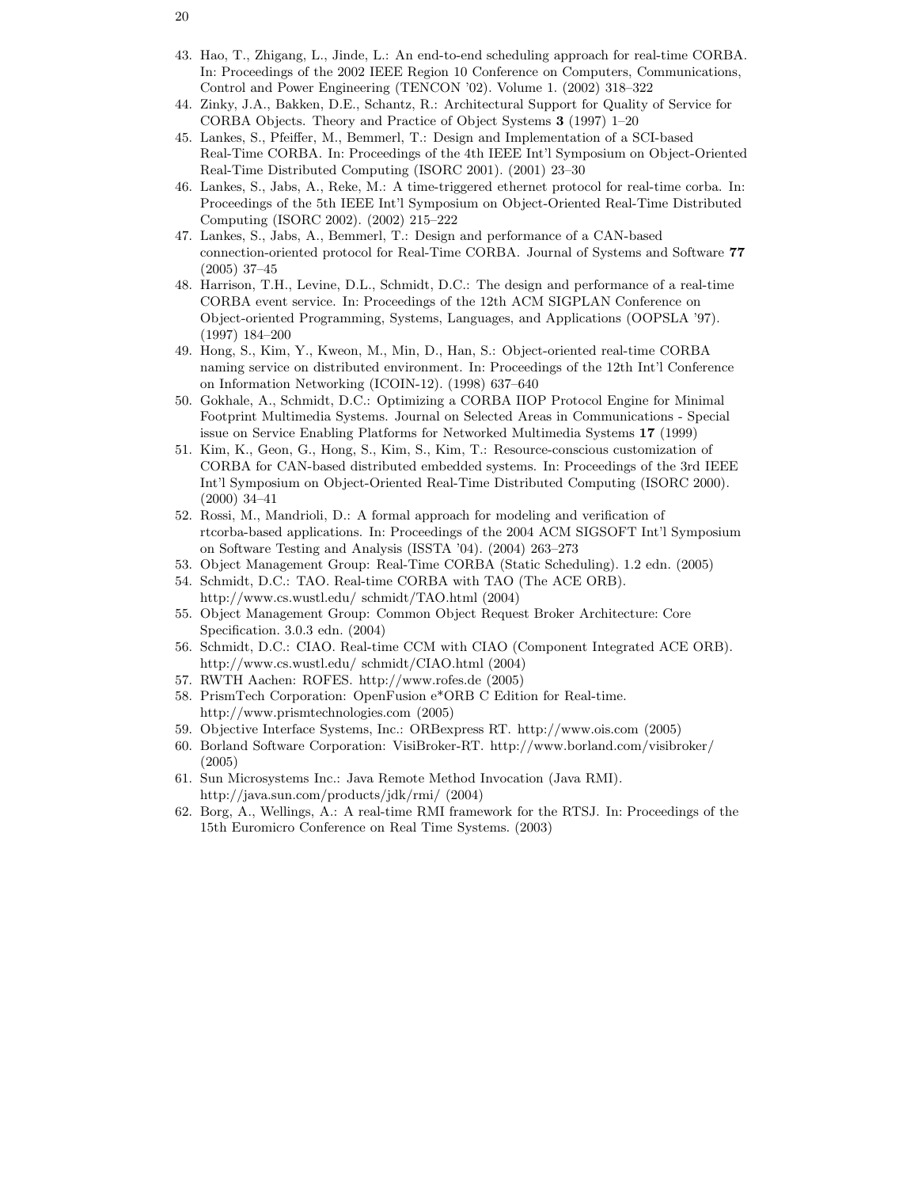43. Hao, T., Zhigang, L., Jinde, L.: An end-to-end scheduling approach for real-time CORBA. In: Proceedings of the 2002 IEEE Region 10 Conference on Computers, Communications, Control and Power Engineering (TENCON '02). Volume 1. (2002) 318–322
44. Zinky, J.A., Bakken, D.E., Schantz, R.: Architectural Support for Quality of Service for CORBA Objects. Theory and Practice of Object Systems **3** (1997) 1–20
45. Lankes, S., Pfeiffer, M., Bemmerl, T.: Design and Implementation of a SCI-based Real-Time CORBA. In: Proceedings of the 4th IEEE Int'l Symposium on Object-Oriented Real-Time Distributed Computing (ISORC 2001). (2001) 23–30
46. Lankes, S., Jabs, A., Reke, M.: A time-triggered ethernet protocol for real-time corba. In: Proceedings of the 5th IEEE Int'l Symposium on Object-Oriented Real-Time Distributed Computing (ISORC 2002). (2002) 215–222
47. Lankes, S., Jabs, A., Bemmerl, T.: Design and performance of a CAN-based connection-oriented protocol for Real-Time CORBA. Journal of Systems and Software **77** (2005) 37–45
48. Harrison, T.H., Levine, D.L., Schmidt, D.C.: The design and performance of a real-time CORBA event service. In: Proceedings of the 12th ACM SIGPLAN Conference on Object-oriented Programming, Systems, Languages, and Applications (OOPSLA '97). (1997) 184–200
49. Hong, S., Kim, Y., Kweon, M., Min, D., Han, S.: Object-oriented real-time CORBA naming service on distributed environment. In: Proceedings of the 12th Int'l Conference on Information Networking (ICOIN-12). (1998) 637–640
50. Gokhale, A., Schmidt, D.C.: Optimizing a CORBA IIOP Protocol Engine for Minimal Footprint Multimedia Systems. Journal on Selected Areas in Communications - Special issue on Service Enabling Platforms for Networked Multimedia Systems **17** (1999)
51. Kim, K., Geon, G., Hong, S., Kim, S., Kim, T.: Resource-conscious customization of CORBA for CAN-based distributed embedded systems. In: Proceedings of the 3rd IEEE Int'l Symposium on Object-Oriented Real-Time Distributed Computing (ISORC 2000). (2000) 34–41
52. Rossi, M., Mandrioli, D.: A formal approach for modeling and verification of rtcorba-based applications. In: Proceedings of the 2004 ACM SIGSOFT Int'l Symposium on Software Testing and Analysis (ISSTA '04). (2004) 263–273
53. Object Management Group: Real-Time CORBA (Static Scheduling). 1.2 edn. (2005)
54. Schmidt, D.C.: TAO. Real-time CORBA with TAO (The ACE ORB). http://www.cs.wustl.edu/ schmidt/TAO.html (2004)
55. Object Management Group: Common Object Request Broker Architecture: Core Specification. 3.0.3 edn. (2004)
56. Schmidt, D.C.: CIAO. Real-time CCM with CIAO (Component Integrated ACE ORB). http://www.cs.wustl.edu/ schmidt/CIAO.html (2004)
57. RWTH Aachen: ROFES. http://www.rofes.de (2005)
58. PrismTech Corporation: OpenFusion e*ORB C Edition for Real-time. http://www.prismtechnologies.com (2005)
59. Objective Interface Systems, Inc.: ORBexpress RT. http://www.ois.com (2005)
60. Borland Software Corporation: VisiBroker-RT. http://www.borland.com/visibroker/ (2005)
61. Sun Microsystems Inc.: Java Remote Method Invocation (Java RMI). http://java.sun.com/products/jdk/rmi/ (2004)
62. Borg, A., Wellings, A.: A real-time RMI framework for the RTSJ. In: Proceedings of the 15th Euromicro Conference on Real Time Systems. (2003)